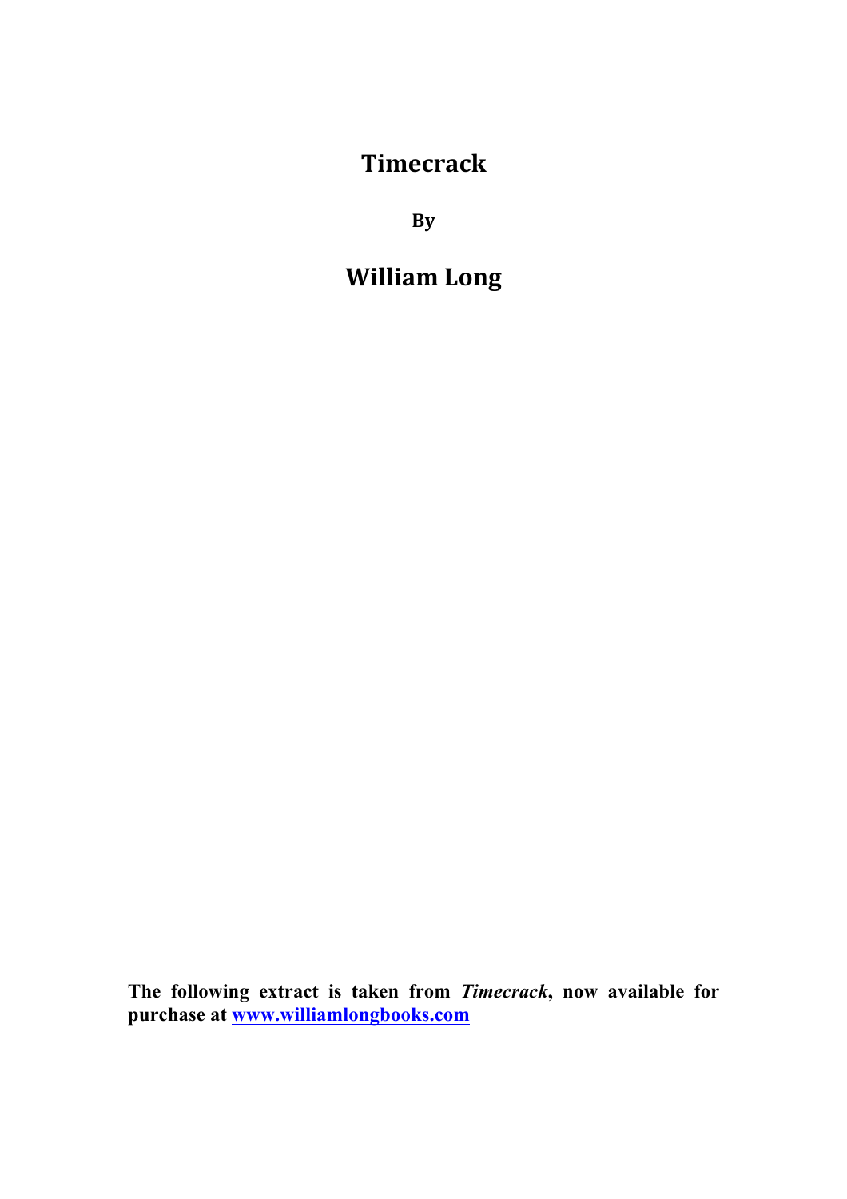# Timecrack

**By**

## William Long

**The following extract is taken from *Timecrack*, now available for purchase at [www.williamlongbooks.com](http://www.williamlongbooks.com)**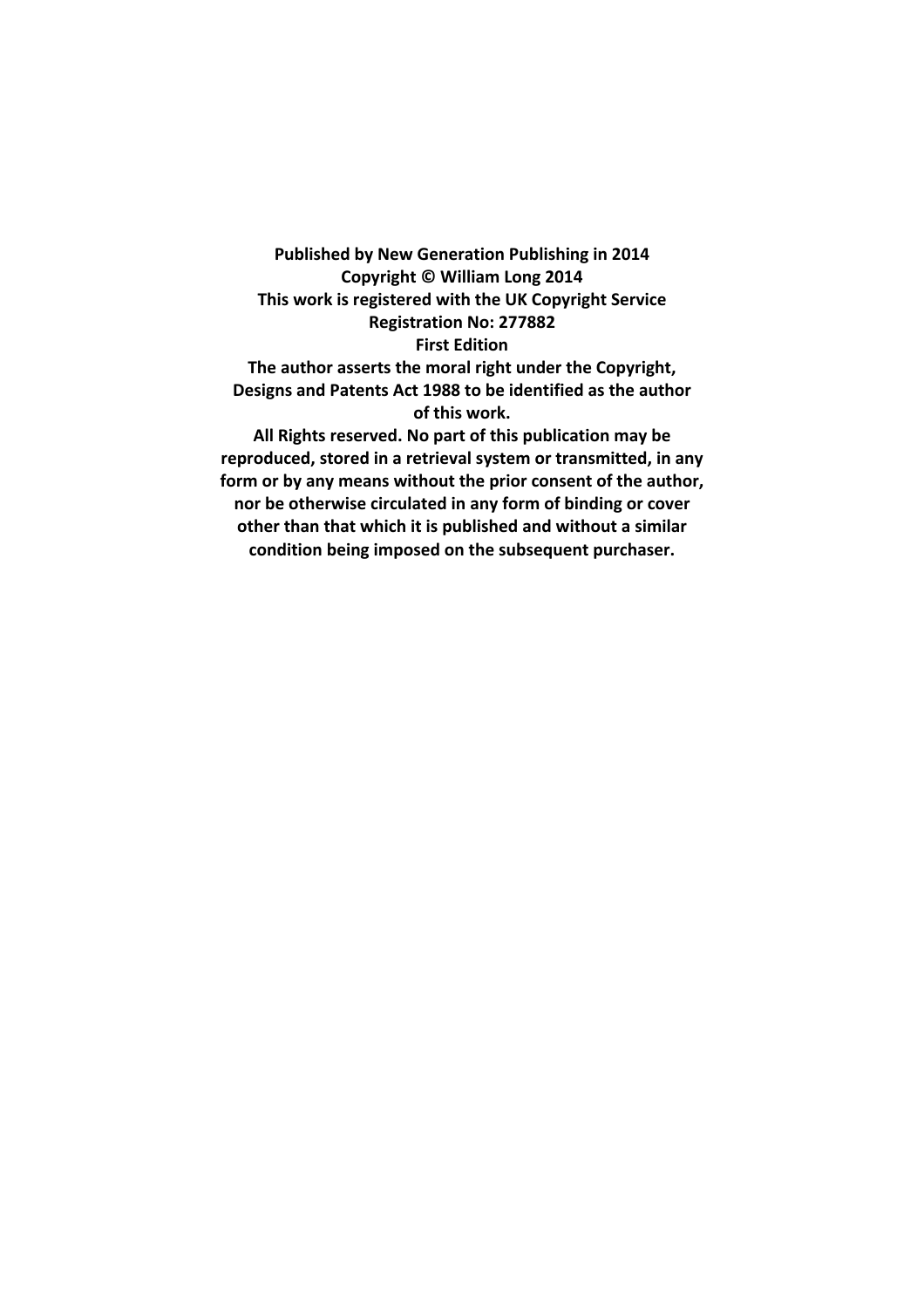**Published by New Generation Publishing in 2014**
**Copyright © William Long 2014**
**This work is registered with the UK Copyright Service**
**Registration No: 277882**
**First Edition**
**The author asserts the moral right under the Copyright, Designs and Patents Act 1988 to be identified as the author of this work.**
**All Rights reserved. No part of this publication may be reproduced, stored in a retrieval system or transmitted, in any form or by any means without the prior consent of the author, nor be otherwise circulated in any form of binding or cover other than that which it is published and without a similar condition being imposed on the subsequent purchaser.**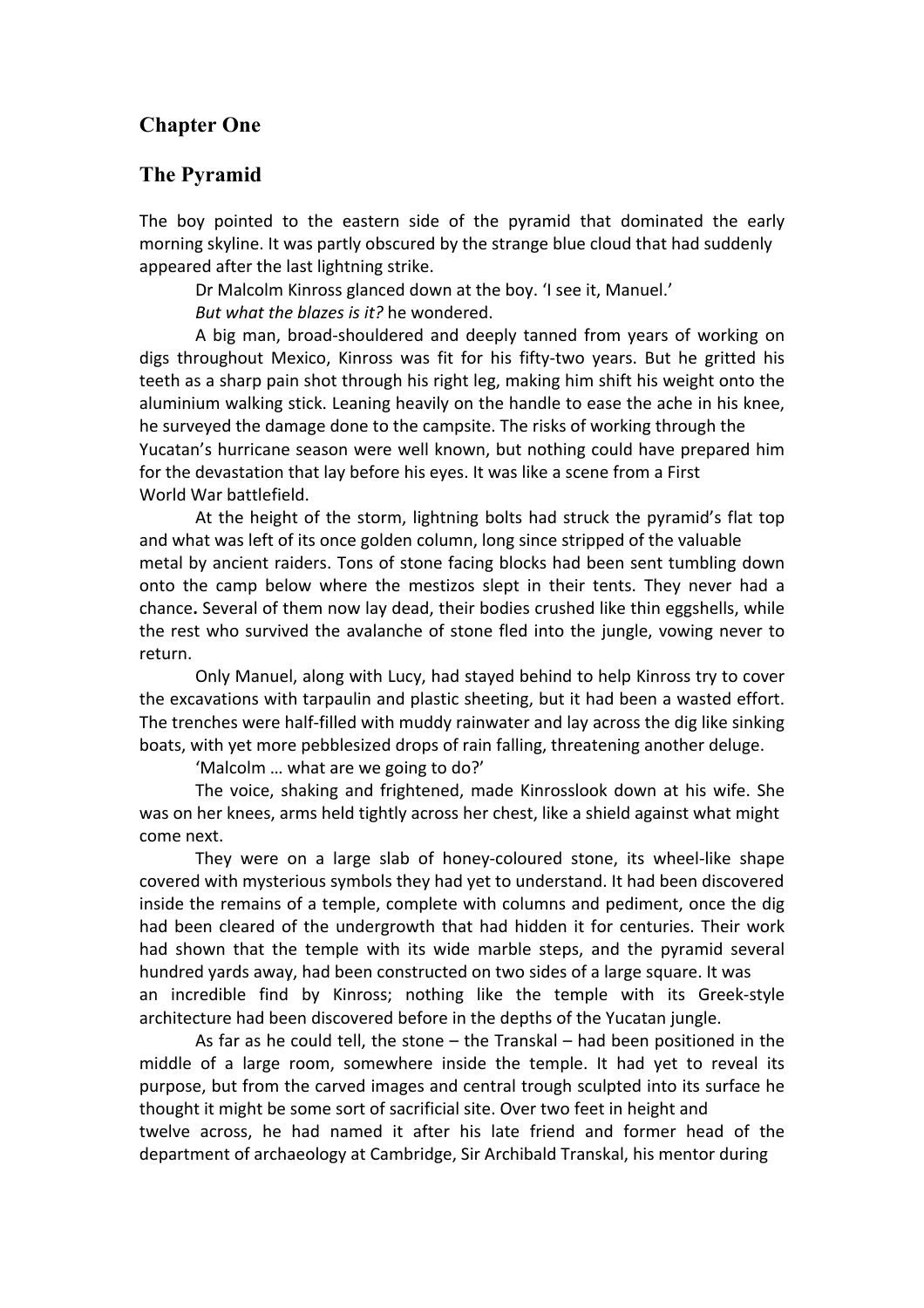## Chapter One

## The Pyramid

The boy pointed to the eastern side of the pyramid that dominated the early morning skyline. It was partly obscured by the strange blue cloud that had suddenly appeared after the last lightning strike.

Dr Malcolm Kinross glanced down at the boy. 'I see it, Manuel.'

*But what the blazes is it?* he wondered.

A big man, broad-shouldered and deeply tanned from years of working on digs throughout Mexico, Kinross was fit for his fifty-two years. But he gritted his teeth as a sharp pain shot through his right leg, making him shift his weight onto the aluminium walking stick. Leaning heavily on the handle to ease the ache in his knee, he surveyed the damage done to the campsite. The risks of working through the Yucatan's hurricane season were well known, but nothing could have prepared him for the devastation that lay before his eyes. It was like a scene from a First World War battlefield.

At the height of the storm, lightning bolts had struck the pyramid's flat top and what was left of its once golden column, long since stripped of the valuable metal by ancient raiders. Tons of stone facing blocks had been sent tumbling down onto the camp below where the mestizos slept in their tents. They never had a chance**.** Several of them now lay dead, their bodies crushed like thin eggshells, while the rest who survived the avalanche of stone fled into the jungle, vowing never to return.

Only Manuel, along with Lucy, had stayed behind to help Kinross try to cover the excavations with tarpaulin and plastic sheeting, but it had been a wasted effort. The trenches were half-filled with muddy rainwater and lay across the dig like sinking boats, with yet more pebblesized drops of rain falling, threatening another deluge.

'Malcolm … what are we going to do?'

The voice, shaking and frightened, made Kinrosslook down at his wife. She was on her knees, arms held tightly across her chest, like a shield against what might come next.

They were on a large slab of honey-coloured stone, its wheel-like shape covered with mysterious symbols they had yet to understand. It had been discovered inside the remains of a temple, complete with columns and pediment, once the dig had been cleared of the undergrowth that had hidden it for centuries. Their work had shown that the temple with its wide marble steps, and the pyramid several hundred yards away, had been constructed on two sides of a large square. It was an incredible find by Kinross; nothing like the temple with its Greek-style architecture had been discovered before in the depths of the Yucatan jungle.

As far as he could tell, the stone – the Transkal – had been positioned in the middle of a large room, somewhere inside the temple. It had yet to reveal its purpose, but from the carved images and central trough sculpted into its surface he thought it might be some sort of sacrificial site. Over two feet in height and twelve across, he had named it after his late friend and former head of the department of archaeology at Cambridge, Sir Archibald Transkal, his mentor during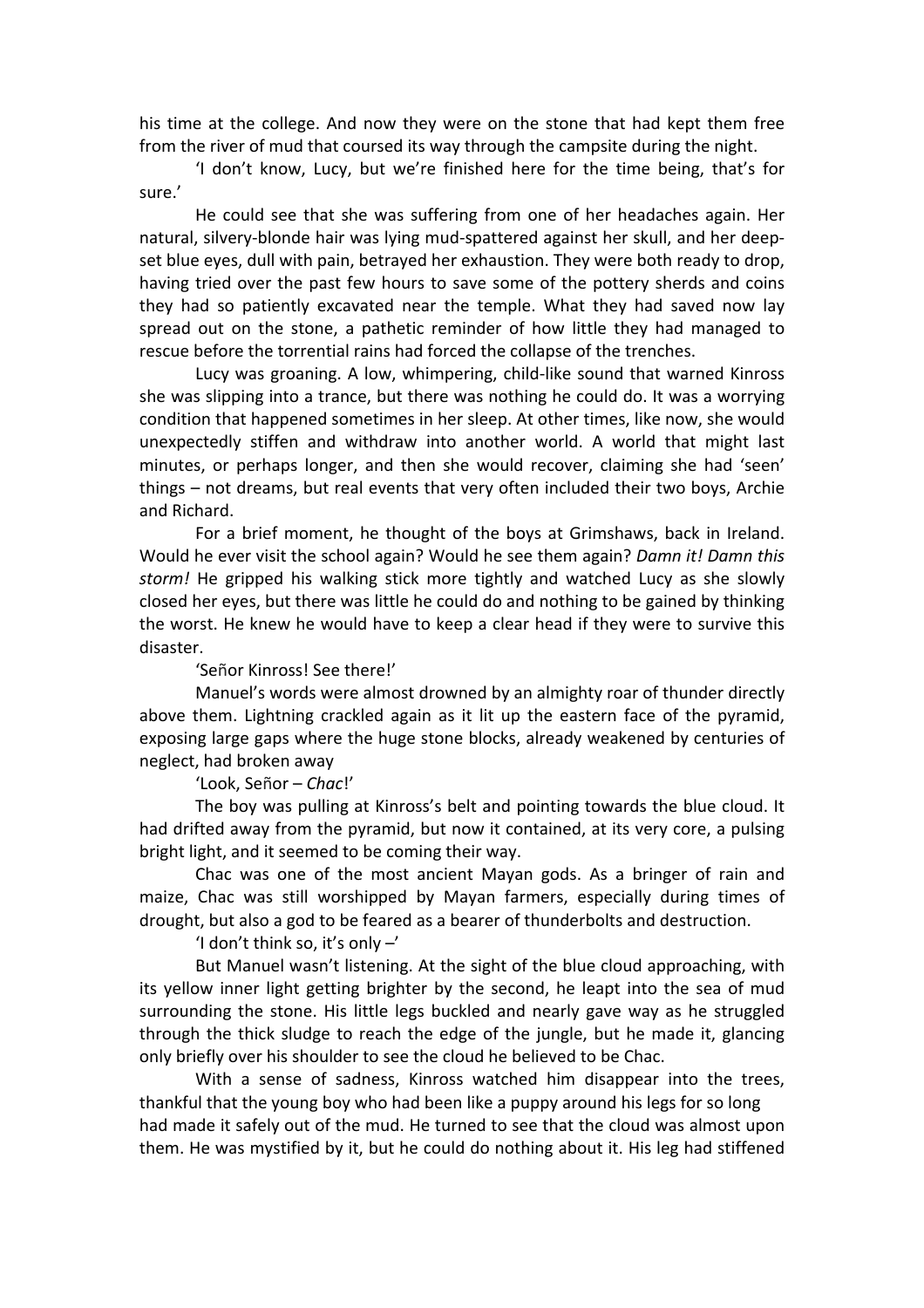his time at the college. And now they were on the stone that had kept them free from the river of mud that coursed its way through the campsite during the night.

'I don't know, Lucy, but we're finished here for the time being, that's for sure.'

He could see that she was suffering from one of her headaches again. Her natural, silvery-blonde hair was lying mud-spattered against her skull, and her deep-set blue eyes, dull with pain, betrayed her exhaustion. They were both ready to drop, having tried over the past few hours to save some of the pottery sherds and coins they had so patiently excavated near the temple. What they had saved now lay spread out on the stone, a pathetic reminder of how little they had managed to rescue before the torrential rains had forced the collapse of the trenches.

Lucy was groaning. A low, whimpering, child-like sound that warned Kinross she was slipping into a trance, but there was nothing he could do. It was a worrying condition that happened sometimes in her sleep. At other times, like now, she would unexpectedly stiffen and withdraw into another world. A world that might last minutes, or perhaps longer, and then she would recover, claiming she had 'seen' things – not dreams, but real events that very often included their two boys, Archie and Richard.

For a brief moment, he thought of the boys at Grimshaws, back in Ireland. Would he ever visit the school again? Would he see them again? *Damn it! Damn this storm!* He gripped his walking stick more tightly and watched Lucy as she slowly closed her eyes, but there was little he could do and nothing to be gained by thinking the worst. He knew he would have to keep a clear head if they were to survive this disaster.

'Señor Kinross! See there!'

Manuel's words were almost drowned by an almighty roar of thunder directly above them. Lightning crackled again as it lit up the eastern face of the pyramid, exposing large gaps where the huge stone blocks, already weakened by centuries of neglect, had broken away

'Look, Señor – *Chac*!'

The boy was pulling at Kinross's belt and pointing towards the blue cloud. It had drifted away from the pyramid, but now it contained, at its very core, a pulsing bright light, and it seemed to be coming their way.

Chac was one of the most ancient Mayan gods. As a bringer of rain and maize, Chac was still worshipped by Mayan farmers, especially during times of drought, but also a god to be feared as a bearer of thunderbolts and destruction.

'I don't think so, it's only –'

But Manuel wasn't listening. At the sight of the blue cloud approaching, with its yellow inner light getting brighter by the second, he leapt into the sea of mud surrounding the stone. His little legs buckled and nearly gave way as he struggled through the thick sludge to reach the edge of the jungle, but he made it, glancing only briefly over his shoulder to see the cloud he believed to be Chac.

With a sense of sadness, Kinross watched him disappear into the trees, thankful that the young boy who had been like a puppy around his legs for so long had made it safely out of the mud. He turned to see that the cloud was almost upon them. He was mystified by it, but he could do nothing about it. His leg had stiffened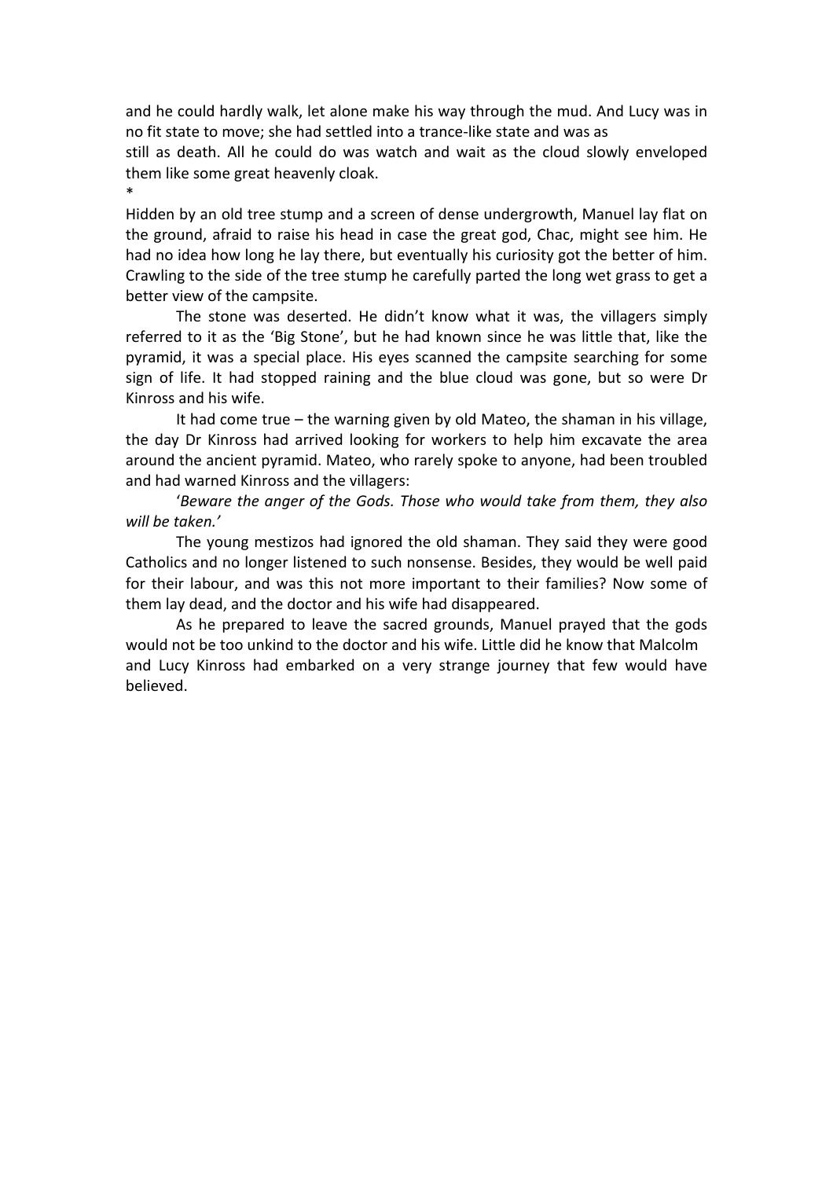and he could hardly walk, let alone make his way through the mud. And Lucy was in no fit state to move; she had settled into a trance-like state and was as still as death. All he could do was watch and wait as the cloud slowly enveloped them like some great heavenly cloak.

*

Hidden by an old tree stump and a screen of dense undergrowth, Manuel lay flat on the ground, afraid to raise his head in case the great god, Chac, might see him. He had no idea how long he lay there, but eventually his curiosity got the better of him. Crawling to the side of the tree stump he carefully parted the long wet grass to get a better view of the campsite.

The stone was deserted. He didn't know what it was, the villagers simply referred to it as the 'Big Stone', but he had known since he was little that, like the pyramid, it was a special place. His eyes scanned the campsite searching for some sign of life. It had stopped raining and the blue cloud was gone, but so were Dr Kinross and his wife.

It had come true – the warning given by old Mateo, the shaman in his village, the day Dr Kinross had arrived looking for workers to help him excavate the area around the ancient pyramid. Mateo, who rarely spoke to anyone, had been troubled and had warned Kinross and the villagers:

'*Beware the anger of the Gods. Those who would take from them, they also will be taken.'*

The young mestizos had ignored the old shaman. They said they were good Catholics and no longer listened to such nonsense. Besides, they would be well paid for their labour, and was this not more important to their families? Now some of them lay dead, and the doctor and his wife had disappeared.

As he prepared to leave the sacred grounds, Manuel prayed that the gods would not be too unkind to the doctor and his wife. Little did he know that Malcolm and Lucy Kinross had embarked on a very strange journey that few would have believed.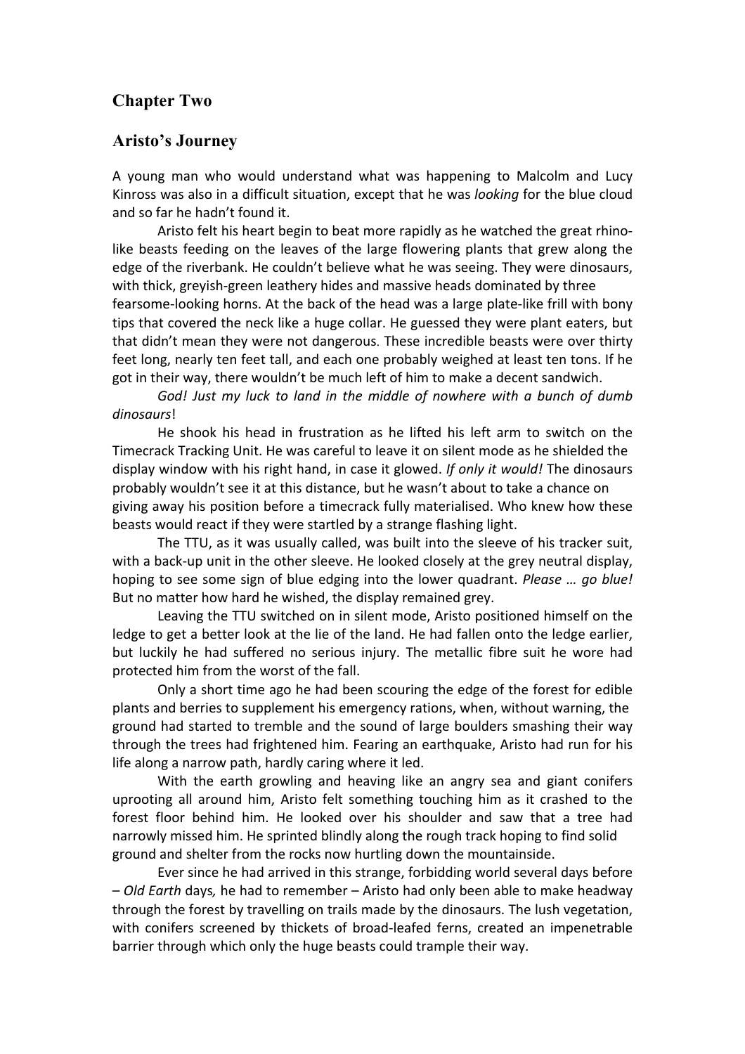## Chapter Two

## Aristo's Journey

A young man who would understand what was happening to Malcolm and Lucy Kinross was also in a difficult situation, except that he was *looking* for the blue cloud and so far he hadn't found it.

Aristo felt his heart begin to beat more rapidly as he watched the great rhino-like beasts feeding on the leaves of the large flowering plants that grew along the edge of the riverbank. He couldn't believe what he was seeing. They were dinosaurs, with thick, greyish-green leathery hides and massive heads dominated by three fearsome-looking horns. At the back of the head was a large plate-like frill with bony tips that covered the neck like a huge collar. He guessed they were plant eaters, but that didn't mean they were not dangerous. These incredible beasts were over thirty feet long, nearly ten feet tall, and each one probably weighed at least ten tons. If he got in their way, there wouldn't be much left of him to make a decent sandwich.

*God! Just my luck to land in the middle of nowhere with a bunch of dumb dinosaurs*!

He shook his head in frustration as he lifted his left arm to switch on the Timecrack Tracking Unit. He was careful to leave it on silent mode as he shielded the display window with his right hand, in case it glowed. *If only it would!* The dinosaurs probably wouldn't see it at this distance, but he wasn't about to take a chance on giving away his position before a timecrack fully materialised. Who knew how these beasts would react if they were startled by a strange flashing light.

The TTU, as it was usually called, was built into the sleeve of his tracker suit, with a back-up unit in the other sleeve. He looked closely at the grey neutral display, hoping to see some sign of blue edging into the lower quadrant. *Please … go blue!* But no matter how hard he wished, the display remained grey.

Leaving the TTU switched on in silent mode, Aristo positioned himself on the ledge to get a better look at the lie of the land. He had fallen onto the ledge earlier, but luckily he had suffered no serious injury. The metallic fibre suit he wore had protected him from the worst of the fall.

Only a short time ago he had been scouring the edge of the forest for edible plants and berries to supplement his emergency rations, when, without warning, the ground had started to tremble and the sound of large boulders smashing their way through the trees had frightened him. Fearing an earthquake, Aristo had run for his life along a narrow path, hardly caring where it led.

With the earth growling and heaving like an angry sea and giant conifers uprooting all around him, Aristo felt something touching him as it crashed to the forest floor behind him. He looked over his shoulder and saw that a tree had narrowly missed him. He sprinted blindly along the rough track hoping to find solid ground and shelter from the rocks now hurtling down the mountainside.

Ever since he had arrived in this strange, forbidding world several days before – *Old Earth* days*,* he had to remember – Aristo had only been able to make headway through the forest by travelling on trails made by the dinosaurs. The lush vegetation, with conifers screened by thickets of broad-leafed ferns, created an impenetrable barrier through which only the huge beasts could trample their way.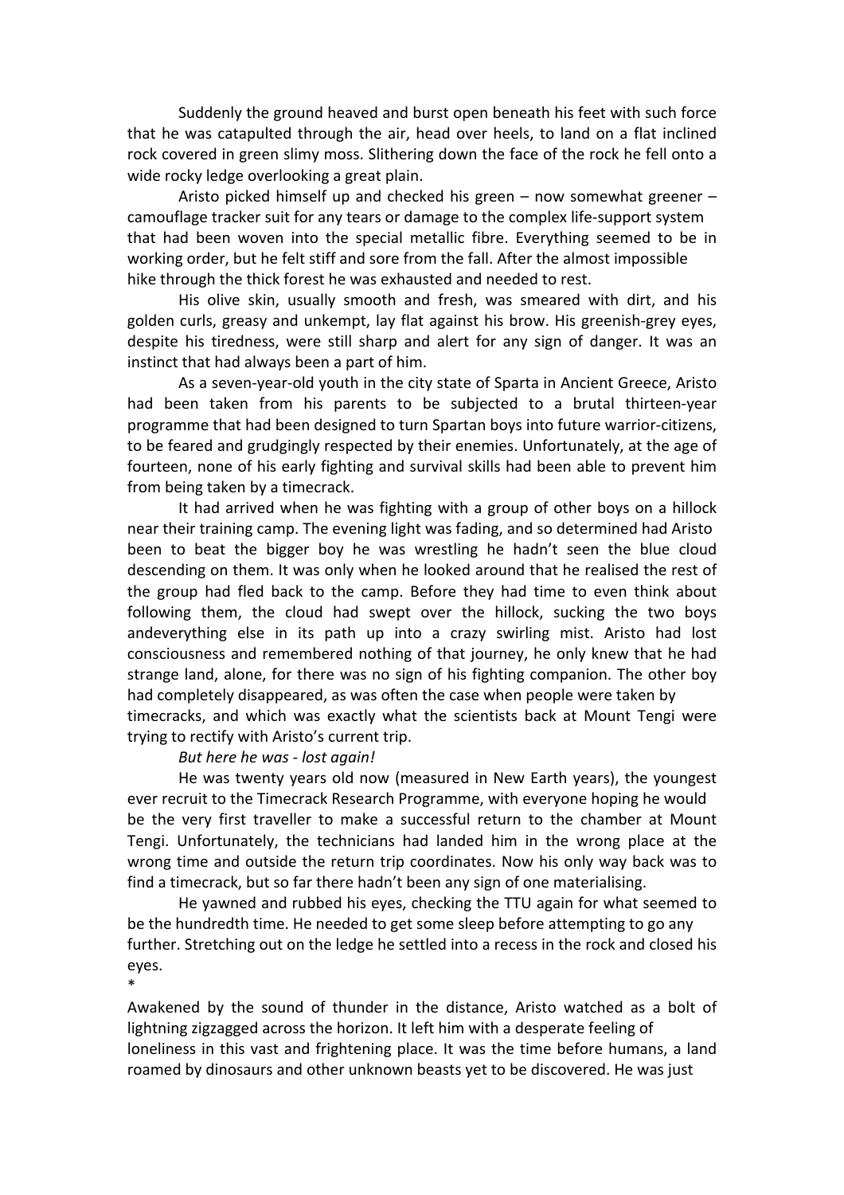Suddenly the ground heaved and burst open beneath his feet with such force that he was catapulted through the air, head over heels, to land on a flat inclined rock covered in green slimy moss. Slithering down the face of the rock he fell onto a wide rocky ledge overlooking a great plain.

Aristo picked himself up and checked his green – now somewhat greener – camouflage tracker suit for any tears or damage to the complex life-support system that had been woven into the special metallic fibre. Everything seemed to be in working order, but he felt stiff and sore from the fall. After the almost impossible hike through the thick forest he was exhausted and needed to rest.

His olive skin, usually smooth and fresh, was smeared with dirt, and his golden curls, greasy and unkempt, lay flat against his brow. His greenish-grey eyes, despite his tiredness, were still sharp and alert for any sign of danger. It was an instinct that had always been a part of him.

As a seven-year-old youth in the city state of Sparta in Ancient Greece, Aristo had been taken from his parents to be subjected to a brutal thirteen-year programme that had been designed to turn Spartan boys into future warrior-citizens, to be feared and grudgingly respected by their enemies. Unfortunately, at the age of fourteen, none of his early fighting and survival skills had been able to prevent him from being taken by a timecrack.

It had arrived when he was fighting with a group of other boys on a hillock near their training camp. The evening light was fading, and so determined had Aristo been to beat the bigger boy he was wrestling he hadn't seen the blue cloud descending on them. It was only when he looked around that he realised the rest of the group had fled back to the camp. Before they had time to even think about following them, the cloud had swept over the hillock, sucking the two boys andeverything else in its path up into a crazy swirling mist. Aristo had lost consciousness and remembered nothing of that journey, he only knew that he had strange land, alone, for there was no sign of his fighting companion. The other boy had completely disappeared, as was often the case when people were taken by timecracks, and which was exactly what the scientists back at Mount Tengi were trying to rectify with Aristo's current trip.

*But here he was - lost again!*

He was twenty years old now (measured in New Earth years), the youngest ever recruit to the Timecrack Research Programme, with everyone hoping he would be the very first traveller to make a successful return to the chamber at Mount Tengi. Unfortunately, the technicians had landed him in the wrong place at the wrong time and outside the return trip coordinates. Now his only way back was to find a timecrack, but so far there hadn't been any sign of one materialising.

He yawned and rubbed his eyes, checking the TTU again for what seemed to be the hundredth time. He needed to get some sleep before attempting to go any further. Stretching out on the ledge he settled into a recess in the rock and closed his eyes.

*

Awakened by the sound of thunder in the distance, Aristo watched as a bolt of lightning zigzagged across the horizon. It left him with a desperate feeling of loneliness in this vast and frightening place. It was the time before humans, a land roamed by dinosaurs and other unknown beasts yet to be discovered. He was just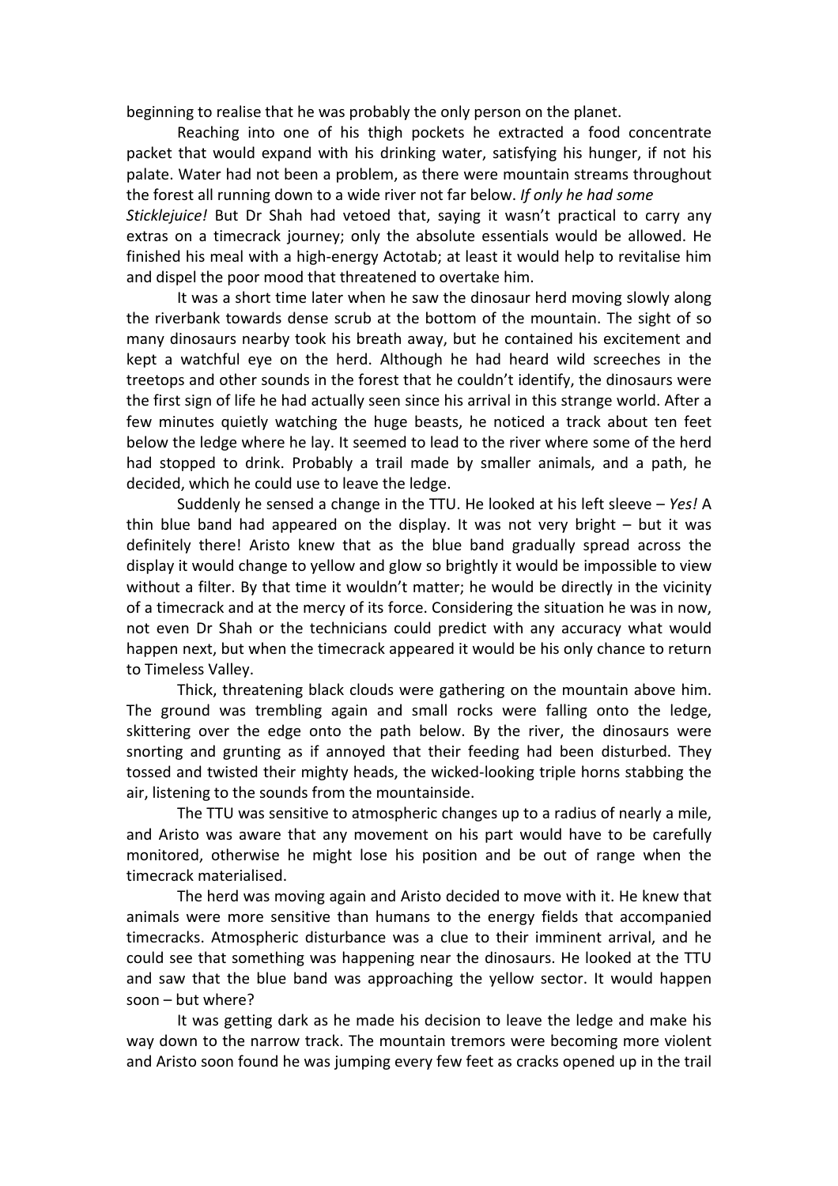beginning to realise that he was probably the only person on the planet.

Reaching into one of his thigh pockets he extracted a food concentrate packet that would expand with his drinking water, satisfying his hunger, if not his palate. Water had not been a problem, as there were mountain streams throughout the forest all running down to a wide river not far below. *If only he had some Sticklejuice!* But Dr Shah had vetoed that, saying it wasn't practical to carry any extras on a timecrack journey; only the absolute essentials would be allowed. He finished his meal with a high-energy Actotab; at least it would help to revitalise him and dispel the poor mood that threatened to overtake him.

It was a short time later when he saw the dinosaur herd moving slowly along the riverbank towards dense scrub at the bottom of the mountain. The sight of so many dinosaurs nearby took his breath away, but he contained his excitement and kept a watchful eye on the herd. Although he had heard wild screeches in the treetops and other sounds in the forest that he couldn't identify, the dinosaurs were the first sign of life he had actually seen since his arrival in this strange world. After a few minutes quietly watching the huge beasts, he noticed a track about ten feet below the ledge where he lay. It seemed to lead to the river where some of the herd had stopped to drink. Probably a trail made by smaller animals, and a path, he decided, which he could use to leave the ledge.

Suddenly he sensed a change in the TTU. He looked at his left sleeve – *Yes!* A thin blue band had appeared on the display. It was not very bright – but it was definitely there! Aristo knew that as the blue band gradually spread across the display it would change to yellow and glow so brightly it would be impossible to view without a filter. By that time it wouldn't matter; he would be directly in the vicinity of a timecrack and at the mercy of its force. Considering the situation he was in now, not even Dr Shah or the technicians could predict with any accuracy what would happen next, but when the timecrack appeared it would be his only chance to return to Timeless Valley.

Thick, threatening black clouds were gathering on the mountain above him. The ground was trembling again and small rocks were falling onto the ledge, skittering over the edge onto the path below. By the river, the dinosaurs were snorting and grunting as if annoyed that their feeding had been disturbed. They tossed and twisted their mighty heads, the wicked-looking triple horns stabbing the air, listening to the sounds from the mountainside.

The TTU was sensitive to atmospheric changes up to a radius of nearly a mile, and Aristo was aware that any movement on his part would have to be carefully monitored, otherwise he might lose his position and be out of range when the timecrack materialised.

The herd was moving again and Aristo decided to move with it. He knew that animals were more sensitive than humans to the energy fields that accompanied timecracks. Atmospheric disturbance was a clue to their imminent arrival, and he could see that something was happening near the dinosaurs. He looked at the TTU and saw that the blue band was approaching the yellow sector. It would happen soon – but where?

It was getting dark as he made his decision to leave the ledge and make his way down to the narrow track. The mountain tremors were becoming more violent and Aristo soon found he was jumping every few feet as cracks opened up in the trail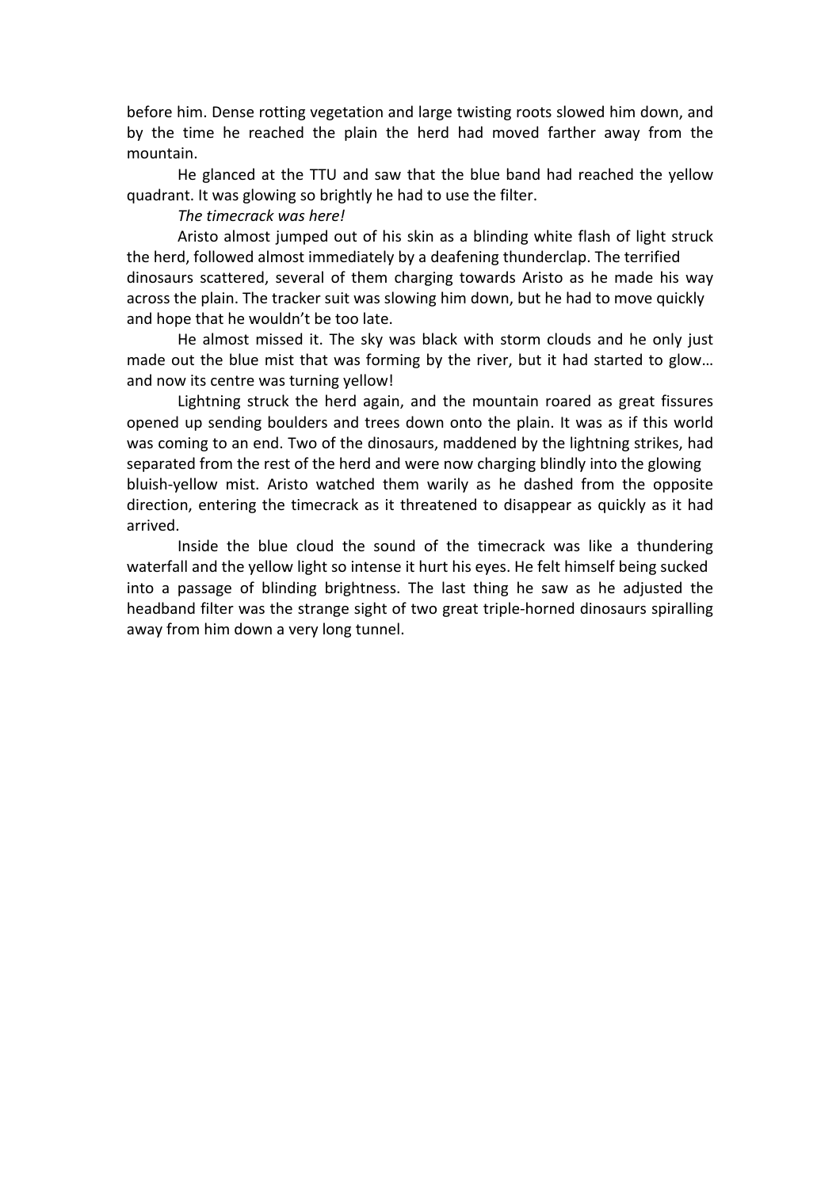before him. Dense rotting vegetation and large twisting roots slowed him down, and by the time he reached the plain the herd had moved farther away from the mountain.

He glanced at the TTU and saw that the blue band had reached the yellow quadrant. It was glowing so brightly he had to use the filter.

*The timecrack was here!*

Aristo almost jumped out of his skin as a blinding white flash of light struck the herd, followed almost immediately by a deafening thunderclap. The terrified dinosaurs scattered, several of them charging towards Aristo as he made his way across the plain. The tracker suit was slowing him down, but he had to move quickly and hope that he wouldn't be too late.

He almost missed it. The sky was black with storm clouds and he only just made out the blue mist that was forming by the river, but it had started to glow… and now its centre was turning yellow!

Lightning struck the herd again, and the mountain roared as great fissures opened up sending boulders and trees down onto the plain. It was as if this world was coming to an end. Two of the dinosaurs, maddened by the lightning strikes, had separated from the rest of the herd and were now charging blindly into the glowing bluish-yellow mist. Aristo watched them warily as he dashed from the opposite direction, entering the timecrack as it threatened to disappear as quickly as it had arrived.

Inside the blue cloud the sound of the timecrack was like a thundering waterfall and the yellow light so intense it hurt his eyes. He felt himself being sucked into a passage of blinding brightness. The last thing he saw as he adjusted the headband filter was the strange sight of two great triple-horned dinosaurs spiralling away from him down a very long tunnel.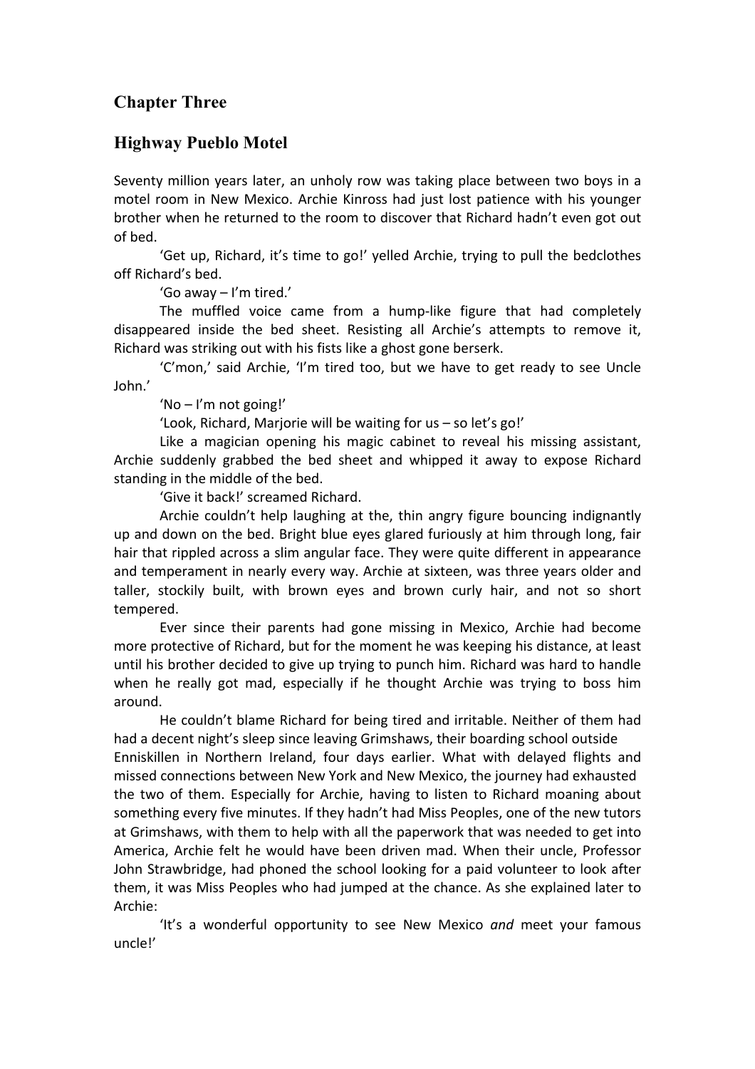## Chapter Three

## Highway Pueblo Motel

Seventy million years later, an unholy row was taking place between two boys in a motel room in New Mexico. Archie Kinross had just lost patience with his younger brother when he returned to the room to discover that Richard hadn't even got out of bed.

'Get up, Richard, it's time to go!' yelled Archie, trying to pull the bedclothes off Richard's bed.

'Go away – I'm tired.'

The muffled voice came from a hump-like figure that had completely disappeared inside the bed sheet. Resisting all Archie's attempts to remove it, Richard was striking out with his fists like a ghost gone berserk.

'C'mon,' said Archie, 'I'm tired too, but we have to get ready to see Uncle John.'

'No – I'm not going!'

'Look, Richard, Marjorie will be waiting for us – so let's go!'

Like a magician opening his magic cabinet to reveal his missing assistant, Archie suddenly grabbed the bed sheet and whipped it away to expose Richard standing in the middle of the bed.

'Give it back!' screamed Richard.

Archie couldn't help laughing at the, thin angry figure bouncing indignantly up and down on the bed. Bright blue eyes glared furiously at him through long, fair hair that rippled across a slim angular face. They were quite different in appearance and temperament in nearly every way. Archie at sixteen, was three years older and taller, stockily built, with brown eyes and brown curly hair, and not so short tempered.

Ever since their parents had gone missing in Mexico, Archie had become more protective of Richard, but for the moment he was keeping his distance, at least until his brother decided to give up trying to punch him. Richard was hard to handle when he really got mad, especially if he thought Archie was trying to boss him around.

He couldn't blame Richard for being tired and irritable. Neither of them had had a decent night's sleep since leaving Grimshaws, their boarding school outside Enniskillen in Northern Ireland, four days earlier. What with delayed flights and missed connections between New York and New Mexico, the journey had exhausted the two of them. Especially for Archie, having to listen to Richard moaning about something every five minutes. If they hadn't had Miss Peoples, one of the new tutors at Grimshaws, with them to help with all the paperwork that was needed to get into America, Archie felt he would have been driven mad. When their uncle, Professor John Strawbridge, had phoned the school looking for a paid volunteer to look after them, it was Miss Peoples who had jumped at the chance. As she explained later to Archie:

'It's a wonderful opportunity to see New Mexico *and* meet your famous uncle!'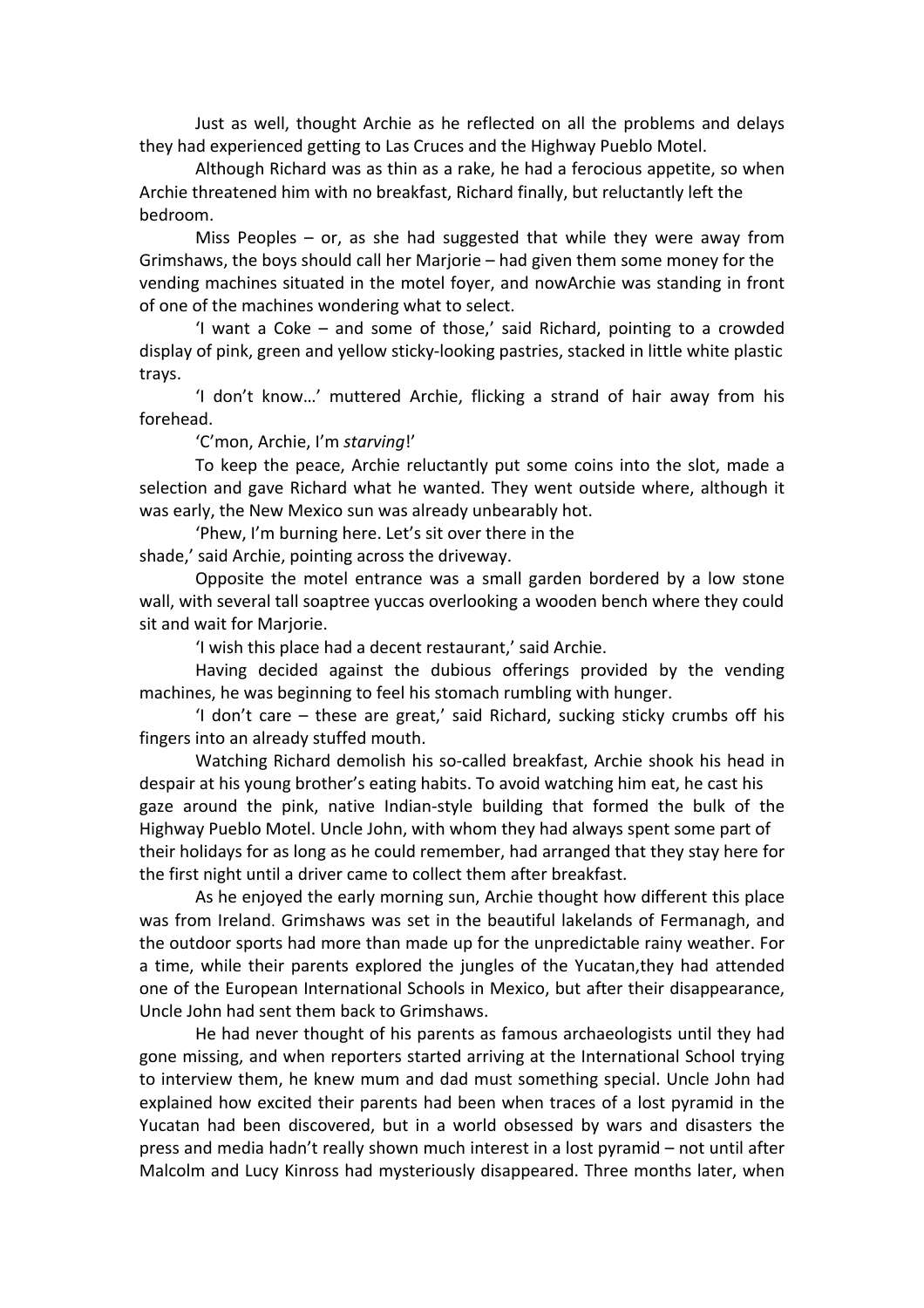Just as well, thought Archie as he reflected on all the problems and delays they had experienced getting to Las Cruces and the Highway Pueblo Motel.

Although Richard was as thin as a rake, he had a ferocious appetite, so when Archie threatened him with no breakfast, Richard finally, but reluctantly left the bedroom.

Miss Peoples – or, as she had suggested that while they were away from Grimshaws, the boys should call her Marjorie – had given them some money for the vending machines situated in the motel foyer, and nowArchie was standing in front of one of the machines wondering what to select.

'I want a Coke – and some of those,' said Richard, pointing to a crowded display of pink, green and yellow sticky-looking pastries, stacked in little white plastic trays.

'I don't know…' muttered Archie, flicking a strand of hair away from his forehead.

'C'mon, Archie, I'm *starving*!'

To keep the peace, Archie reluctantly put some coins into the slot, made a selection and gave Richard what he wanted. They went outside where, although it was early, the New Mexico sun was already unbearably hot.

'Phew, I'm burning here. Let's sit over there in the shade,' said Archie, pointing across the driveway.

Opposite the motel entrance was a small garden bordered by a low stone wall, with several tall soaptree yuccas overlooking a wooden bench where they could sit and wait for Marjorie.

'I wish this place had a decent restaurant,' said Archie.

Having decided against the dubious offerings provided by the vending machines, he was beginning to feel his stomach rumbling with hunger.

'I don't care – these are great,' said Richard, sucking sticky crumbs off his fingers into an already stuffed mouth.

Watching Richard demolish his so-called breakfast, Archie shook his head in despair at his young brother's eating habits. To avoid watching him eat, he cast his gaze around the pink, native Indian-style building that formed the bulk of the Highway Pueblo Motel. Uncle John, with whom they had always spent some part of their holidays for as long as he could remember, had arranged that they stay here for the first night until a driver came to collect them after breakfast.

As he enjoyed the early morning sun, Archie thought how different this place was from Ireland. Grimshaws was set in the beautiful lakelands of Fermanagh, and the outdoor sports had more than made up for the unpredictable rainy weather. For a time, while their parents explored the jungles of the Yucatan,they had attended one of the European International Schools in Mexico, but after their disappearance, Uncle John had sent them back to Grimshaws.

He had never thought of his parents as famous archaeologists until they had gone missing, and when reporters started arriving at the International School trying to interview them, he knew mum and dad must something special. Uncle John had explained how excited their parents had been when traces of a lost pyramid in the Yucatan had been discovered, but in a world obsessed by wars and disasters the press and media hadn't really shown much interest in a lost pyramid – not until after Malcolm and Lucy Kinross had mysteriously disappeared. Three months later, when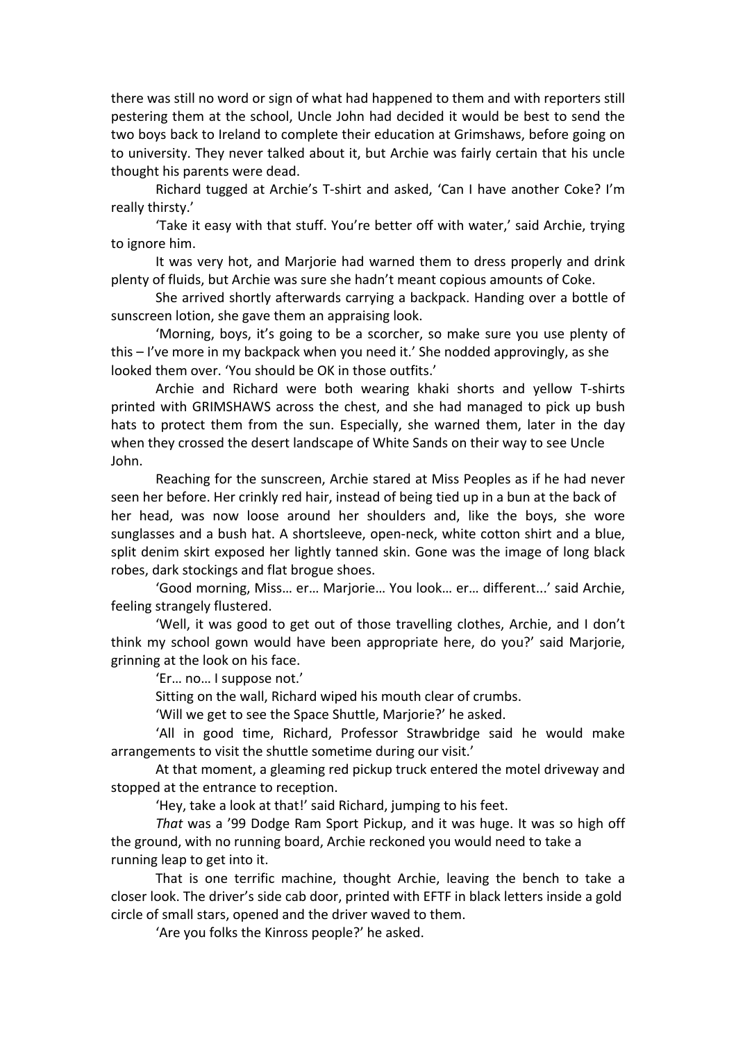there was still no word or sign of what had happened to them and with reporters still pestering them at the school, Uncle John had decided it would be best to send the two boys back to Ireland to complete their education at Grimshaws, before going on to university. They never talked about it, but Archie was fairly certain that his uncle thought his parents were dead.

Richard tugged at Archie's T-shirt and asked, 'Can I have another Coke? I'm really thirsty.'

'Take it easy with that stuff. You're better off with water,' said Archie, trying to ignore him.

It was very hot, and Marjorie had warned them to dress properly and drink plenty of fluids, but Archie was sure she hadn't meant copious amounts of Coke.

She arrived shortly afterwards carrying a backpack. Handing over a bottle of sunscreen lotion, she gave them an appraising look.

'Morning, boys, it's going to be a scorcher, so make sure you use plenty of this – I've more in my backpack when you need it.' She nodded approvingly, as she looked them over. 'You should be OK in those outfits.'

Archie and Richard were both wearing khaki shorts and yellow T-shirts printed with GRIMSHAWS across the chest, and she had managed to pick up bush hats to protect them from the sun. Especially, she warned them, later in the day when they crossed the desert landscape of White Sands on their way to see Uncle John.

Reaching for the sunscreen, Archie stared at Miss Peoples as if he had never seen her before. Her crinkly red hair, instead of being tied up in a bun at the back of her head, was now loose around her shoulders and, like the boys, she wore sunglasses and a bush hat. A shortsleeve, open-neck, white cotton shirt and a blue, split denim skirt exposed her lightly tanned skin. Gone was the image of long black robes, dark stockings and flat brogue shoes.

'Good morning, Miss… er… Marjorie… You look… er… different...' said Archie, feeling strangely flustered.

'Well, it was good to get out of those travelling clothes, Archie, and I don't think my school gown would have been appropriate here, do you?' said Marjorie, grinning at the look on his face.

'Er… no… I suppose not.'

Sitting on the wall, Richard wiped his mouth clear of crumbs.

'Will we get to see the Space Shuttle, Marjorie?' he asked.

'All in good time, Richard, Professor Strawbridge said he would make arrangements to visit the shuttle sometime during our visit.'

At that moment, a gleaming red pickup truck entered the motel driveway and stopped at the entrance to reception.

'Hey, take a look at that!' said Richard, jumping to his feet.

*That* was a '99 Dodge Ram Sport Pickup, and it was huge. It was so high off the ground, with no running board, Archie reckoned you would need to take a running leap to get into it.

That is one terrific machine, thought Archie, leaving the bench to take a closer look. The driver's side cab door, printed with EFTF in black letters inside a gold circle of small stars, opened and the driver waved to them.

'Are you folks the Kinross people?' he asked.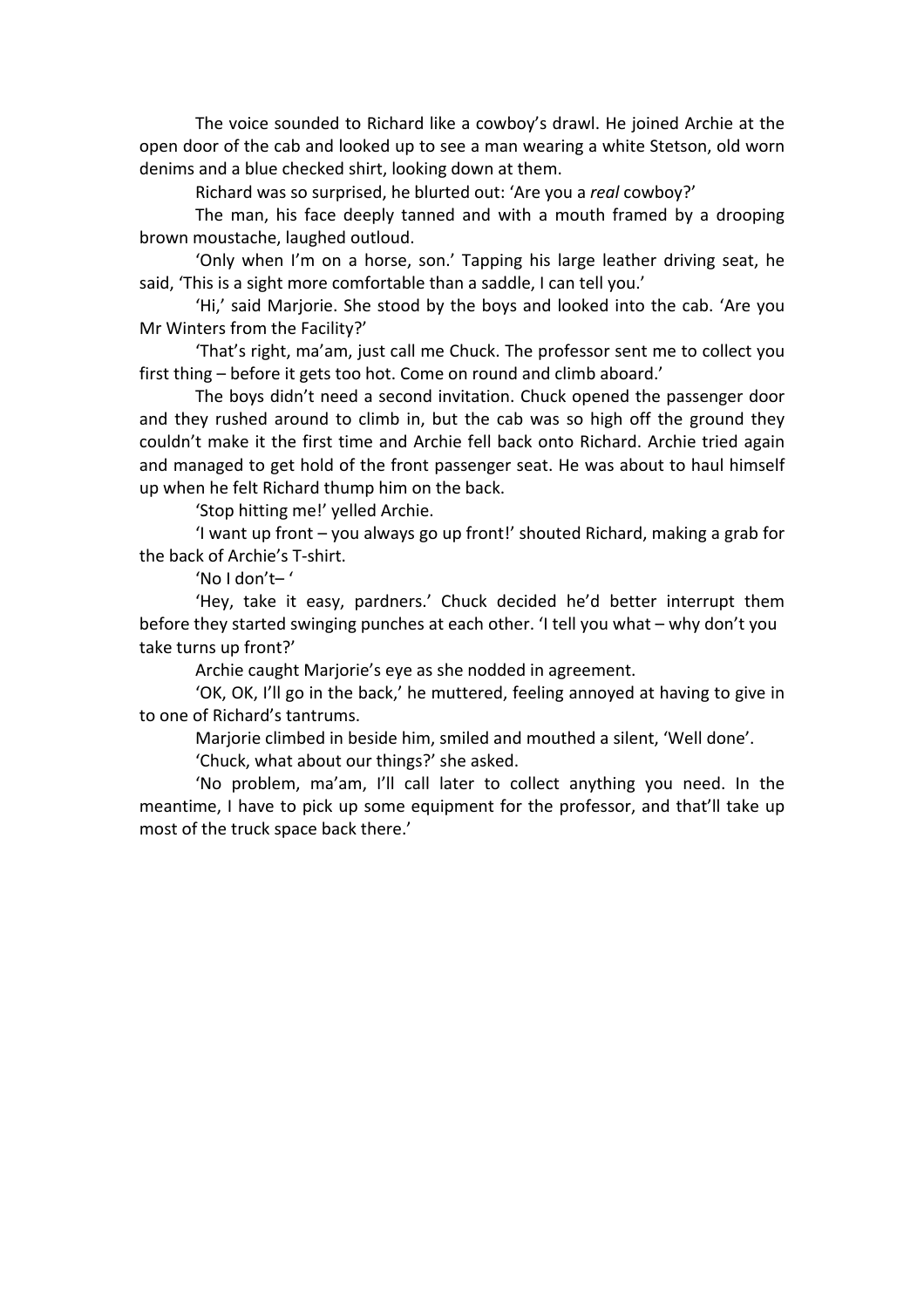The voice sounded to Richard like a cowboy's drawl. He joined Archie at the open door of the cab and looked up to see a man wearing a white Stetson, old worn denims and a blue checked shirt, looking down at them.

Richard was so surprised, he blurted out: 'Are you a *real* cowboy?'

The man, his face deeply tanned and with a mouth framed by a drooping brown moustache, laughed outloud.

'Only when I'm on a horse, son.' Tapping his large leather driving seat, he said, 'This is a sight more comfortable than a saddle, I can tell you.'

'Hi,' said Marjorie. She stood by the boys and looked into the cab. 'Are you Mr Winters from the Facility?'

'That's right, ma'am, just call me Chuck. The professor sent me to collect you first thing – before it gets too hot. Come on round and climb aboard.'

The boys didn't need a second invitation. Chuck opened the passenger door and they rushed around to climb in, but the cab was so high off the ground they couldn't make it the first time and Archie fell back onto Richard. Archie tried again and managed to get hold of the front passenger seat. He was about to haul himself up when he felt Richard thump him on the back.

'Stop hitting me!' yelled Archie.

'I want up front – you always go up front!' shouted Richard, making a grab for the back of Archie's T-shirt.

'No I don't– '

'Hey, take it easy, pardners.' Chuck decided he'd better interrupt them before they started swinging punches at each other. 'I tell you what – why don't you take turns up front?'

Archie caught Marjorie's eye as she nodded in agreement.

'OK, OK, I'll go in the back,' he muttered, feeling annoyed at having to give in to one of Richard's tantrums.

Marjorie climbed in beside him, smiled and mouthed a silent, 'Well done'.

'Chuck, what about our things?' she asked.

'No problem, ma'am, I'll call later to collect anything you need. In the meantime, I have to pick up some equipment for the professor, and that'll take up most of the truck space back there.'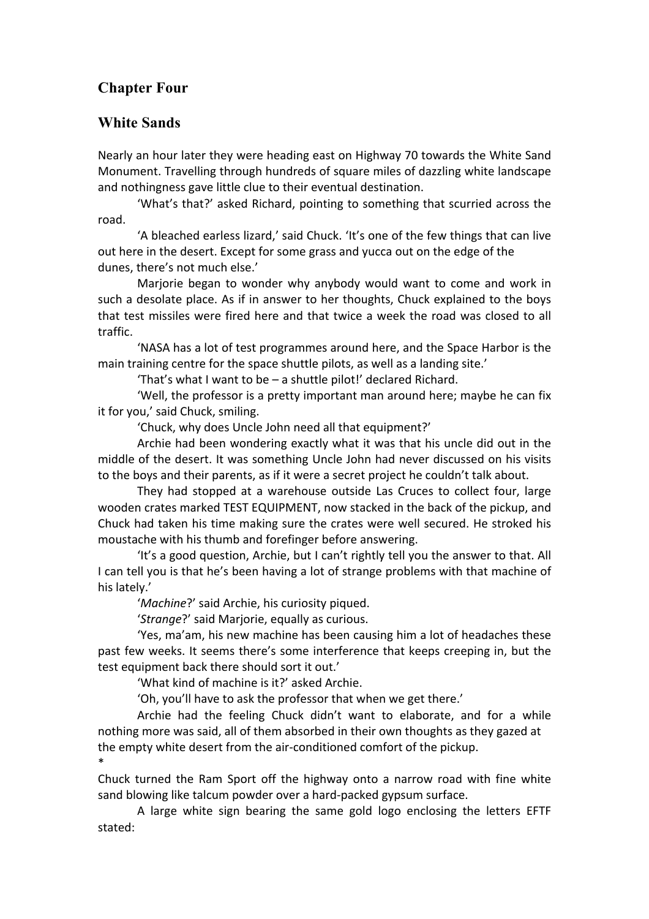## Chapter Four

## White Sands

Nearly an hour later they were heading east on Highway 70 towards the White Sand Monument. Travelling through hundreds of square miles of dazzling white landscape and nothingness gave little clue to their eventual destination.

'What's that?' asked Richard, pointing to something that scurried across the road.

'A bleached earless lizard,' said Chuck. 'It's one of the few things that can live out here in the desert. Except for some grass and yucca out on the edge of the dunes, there's not much else.'

Marjorie began to wonder why anybody would want to come and work in such a desolate place. As if in answer to her thoughts, Chuck explained to the boys that test missiles were fired here and that twice a week the road was closed to all traffic.

'NASA has a lot of test programmes around here, and the Space Harbor is the main training centre for the space shuttle pilots, as well as a landing site.'

'That's what I want to be – a shuttle pilot!' declared Richard.

'Well, the professor is a pretty important man around here; maybe he can fix it for you,' said Chuck, smiling.

'Chuck, why does Uncle John need all that equipment?'

Archie had been wondering exactly what it was that his uncle did out in the middle of the desert. It was something Uncle John had never discussed on his visits to the boys and their parents, as if it were a secret project he couldn't talk about.

They had stopped at a warehouse outside Las Cruces to collect four, large wooden crates marked TEST EQUIPMENT, now stacked in the back of the pickup, and Chuck had taken his time making sure the crates were well secured. He stroked his moustache with his thumb and forefinger before answering.

'It's a good question, Archie, but I can't rightly tell you the answer to that. All I can tell you is that he's been having a lot of strange problems with that machine of his lately.'

'*Machine*?' said Archie, his curiosity piqued.

'*Strange*?' said Marjorie, equally as curious.

'Yes, ma'am, his new machine has been causing him a lot of headaches these past few weeks. It seems there's some interference that keeps creeping in, but the test equipment back there should sort it out.'

'What kind of machine is it?' asked Archie.

'Oh, you'll have to ask the professor that when we get there.'

Archie had the feeling Chuck didn't want to elaborate, and for a while nothing more was said, all of them absorbed in their own thoughts as they gazed at the empty white desert from the air-conditioned comfort of the pickup.

*

Chuck turned the Ram Sport off the highway onto a narrow road with fine white sand blowing like talcum powder over a hard-packed gypsum surface.

A large white sign bearing the same gold logo enclosing the letters EFTF stated: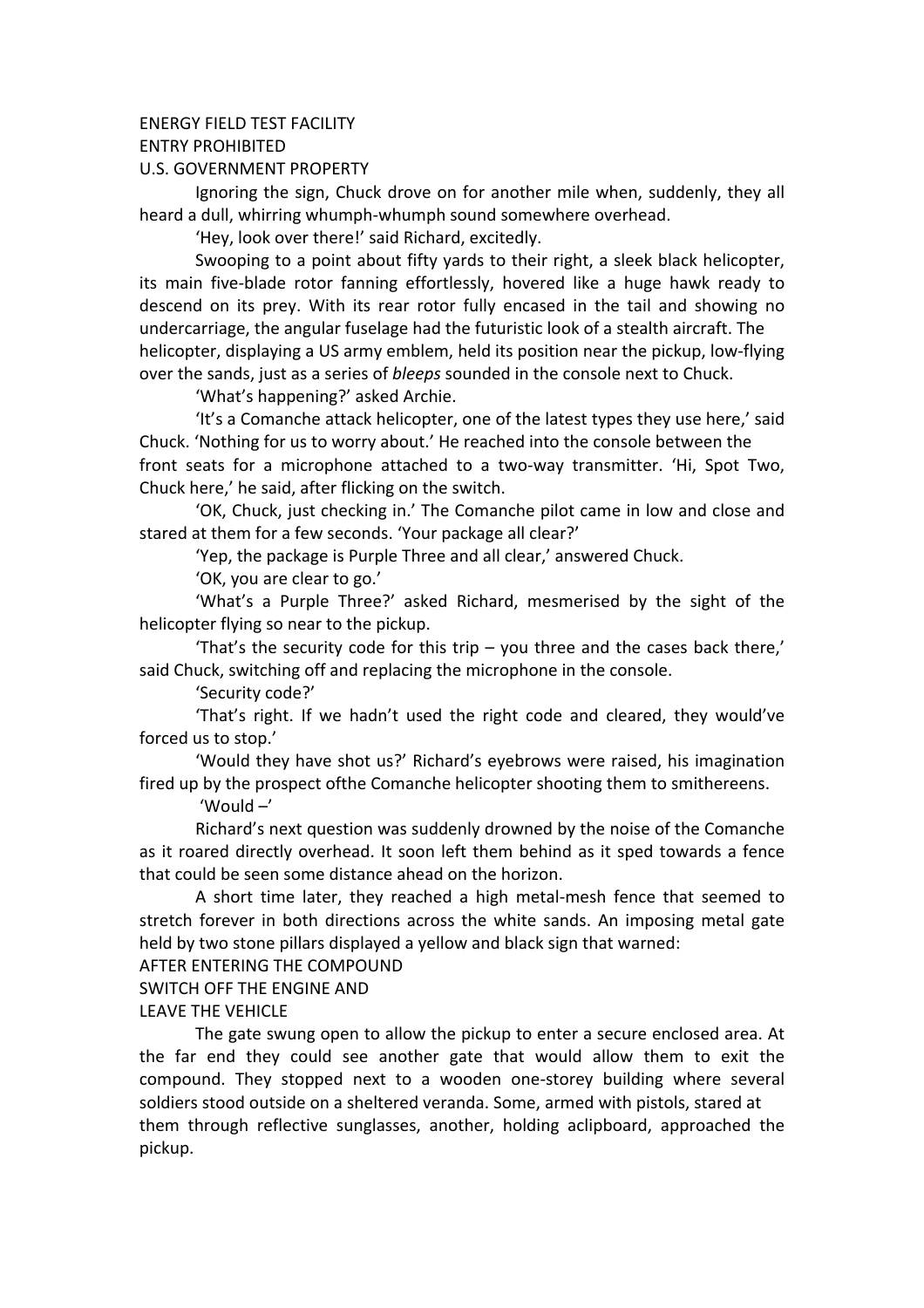ENERGY FIELD TEST FACILITY
ENTRY PROHIBITED
U.S. GOVERNMENT PROPERTY

Ignoring the sign, Chuck drove on for another mile when, suddenly, they all heard a dull, whirring whumph-whumph sound somewhere overhead.

'Hey, look over there!' said Richard, excitedly.

Swooping to a point about fifty yards to their right, a sleek black helicopter, its main five-blade rotor fanning effortlessly, hovered like a huge hawk ready to descend on its prey. With its rear rotor fully encased in the tail and showing no undercarriage, the angular fuselage had the futuristic look of a stealth aircraft. The helicopter, displaying a US army emblem, held its position near the pickup, low-flying over the sands, just as a series of *bleeps* sounded in the console next to Chuck.

'What's happening?' asked Archie.

'It's a Comanche attack helicopter, one of the latest types they use here,' said Chuck. 'Nothing for us to worry about.' He reached into the console between the front seats for a microphone attached to a two-way transmitter. 'Hi, Spot Two, Chuck here,' he said, after flicking on the switch.

'OK, Chuck, just checking in.' The Comanche pilot came in low and close and stared at them for a few seconds. 'Your package all clear?'

'Yep, the package is Purple Three and all clear,' answered Chuck.

'OK, you are clear to go.'

'What's a Purple Three?' asked Richard, mesmerised by the sight of the helicopter flying so near to the pickup.

'That's the security code for this trip – you three and the cases back there,' said Chuck, switching off and replacing the microphone in the console.

'Security code?'

'That's right. If we hadn't used the right code and cleared, they would've forced us to stop.'

'Would they have shot us?' Richard's eyebrows were raised, his imagination fired up by the prospect ofthe Comanche helicopter shooting them to smithereens.

'Would –'

Richard's next question was suddenly drowned by the noise of the Comanche as it roared directly overhead. It soon left them behind as it sped towards a fence that could be seen some distance ahead on the horizon.

A short time later, they reached a high metal-mesh fence that seemed to stretch forever in both directions across the white sands. An imposing metal gate held by two stone pillars displayed a yellow and black sign that warned:

AFTER ENTERING THE COMPOUND
SWITCH OFF THE ENGINE AND
LEAVE THE VEHICLE

The gate swung open to allow the pickup to enter a secure enclosed area. At the far end they could see another gate that would allow them to exit the compound. They stopped next to a wooden one-storey building where several soldiers stood outside on a sheltered veranda. Some, armed with pistols, stared at them through reflective sunglasses, another, holding aclipboard, approached the pickup.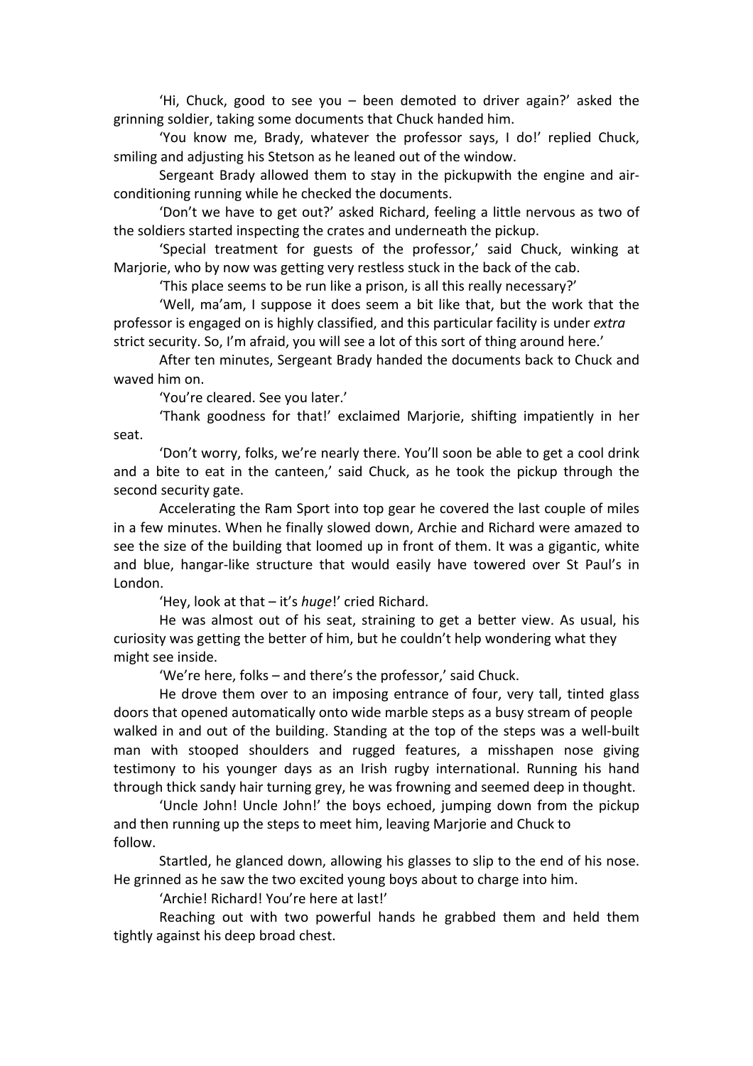'Hi, Chuck, good to see you – been demoted to driver again?' asked the grinning soldier, taking some documents that Chuck handed him.

'You know me, Brady, whatever the professor says, I do!' replied Chuck, smiling and adjusting his Stetson as he leaned out of the window.

Sergeant Brady allowed them to stay in the pickupwith the engine and air-conditioning running while he checked the documents.

'Don't we have to get out?' asked Richard, feeling a little nervous as two of the soldiers started inspecting the crates and underneath the pickup.

'Special treatment for guests of the professor,' said Chuck, winking at Marjorie, who by now was getting very restless stuck in the back of the cab.

'This place seems to be run like a prison, is all this really necessary?'

'Well, ma'am, I suppose it does seem a bit like that, but the work that the professor is engaged on is highly classified, and this particular facility is under *extra* strict security. So, I'm afraid, you will see a lot of this sort of thing around here.'

After ten minutes, Sergeant Brady handed the documents back to Chuck and waved him on.

'You're cleared. See you later.'

'Thank goodness for that!' exclaimed Marjorie, shifting impatiently in her seat.

'Don't worry, folks, we're nearly there. You'll soon be able to get a cool drink and a bite to eat in the canteen,' said Chuck, as he took the pickup through the second security gate.

Accelerating the Ram Sport into top gear he covered the last couple of miles in a few minutes. When he finally slowed down, Archie and Richard were amazed to see the size of the building that loomed up in front of them. It was a gigantic, white and blue, hangar-like structure that would easily have towered over St Paul's in London.

'Hey, look at that – it's *huge*!' cried Richard.

He was almost out of his seat, straining to get a better view. As usual, his curiosity was getting the better of him, but he couldn't help wondering what they might see inside.

'We're here, folks – and there's the professor,' said Chuck.

He drove them over to an imposing entrance of four, very tall, tinted glass doors that opened automatically onto wide marble steps as a busy stream of people walked in and out of the building. Standing at the top of the steps was a well-built man with stooped shoulders and rugged features, a misshapen nose giving testimony to his younger days as an Irish rugby international. Running his hand through thick sandy hair turning grey, he was frowning and seemed deep in thought.

'Uncle John! Uncle John!' the boys echoed, jumping down from the pickup and then running up the steps to meet him, leaving Marjorie and Chuck to follow.

Startled, he glanced down, allowing his glasses to slip to the end of his nose. He grinned as he saw the two excited young boys about to charge into him.

'Archie! Richard! You're here at last!'

Reaching out with two powerful hands he grabbed them and held them tightly against his deep broad chest.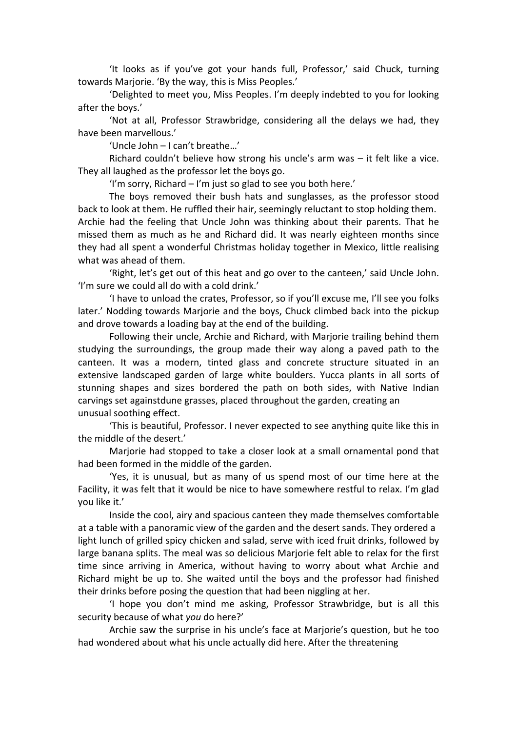'It looks as if you've got your hands full, Professor,' said Chuck, turning towards Marjorie. 'By the way, this is Miss Peoples.'

'Delighted to meet you, Miss Peoples. I'm deeply indebted to you for looking after the boys.'

'Not at all, Professor Strawbridge, considering all the delays we had, they have been marvellous.'

'Uncle John – I can't breathe…'

Richard couldn't believe how strong his uncle's arm was – it felt like a vice. They all laughed as the professor let the boys go.

'I'm sorry, Richard – I'm just so glad to see you both here.'

The boys removed their bush hats and sunglasses, as the professor stood back to look at them. He ruffled their hair, seemingly reluctant to stop holding them. Archie had the feeling that Uncle John was thinking about their parents. That he missed them as much as he and Richard did. It was nearly eighteen months since they had all spent a wonderful Christmas holiday together in Mexico, little realising what was ahead of them.

'Right, let's get out of this heat and go over to the canteen,' said Uncle John. 'I'm sure we could all do with a cold drink.'

'I have to unload the crates, Professor, so if you'll excuse me, I'll see you folks later.' Nodding towards Marjorie and the boys, Chuck climbed back into the pickup and drove towards a loading bay at the end of the building.

Following their uncle, Archie and Richard, with Marjorie trailing behind them studying the surroundings, the group made their way along a paved path to the canteen. It was a modern, tinted glass and concrete structure situated in an extensive landscaped garden of large white boulders. Yucca plants in all sorts of stunning shapes and sizes bordered the path on both sides, with Native Indian carvings set againstdune grasses, placed throughout the garden, creating an unusual soothing effect.

'This is beautiful, Professor. I never expected to see anything quite like this in the middle of the desert.'

Marjorie had stopped to take a closer look at a small ornamental pond that had been formed in the middle of the garden.

'Yes, it is unusual, but as many of us spend most of our time here at the Facility, it was felt that it would be nice to have somewhere restful to relax. I'm glad you like it.'

Inside the cool, airy and spacious canteen they made themselves comfortable at a table with a panoramic view of the garden and the desert sands. They ordered a light lunch of grilled spicy chicken and salad, serve with iced fruit drinks, followed by large banana splits. The meal was so delicious Marjorie felt able to relax for the first time since arriving in America, without having to worry about what Archie and Richard might be up to. She waited until the boys and the professor had finished their drinks before posing the question that had been niggling at her.

'I hope you don't mind me asking, Professor Strawbridge, but is all this security because of what *you* do here?'

Archie saw the surprise in his uncle's face at Marjorie's question, but he too had wondered about what his uncle actually did here. After the threatening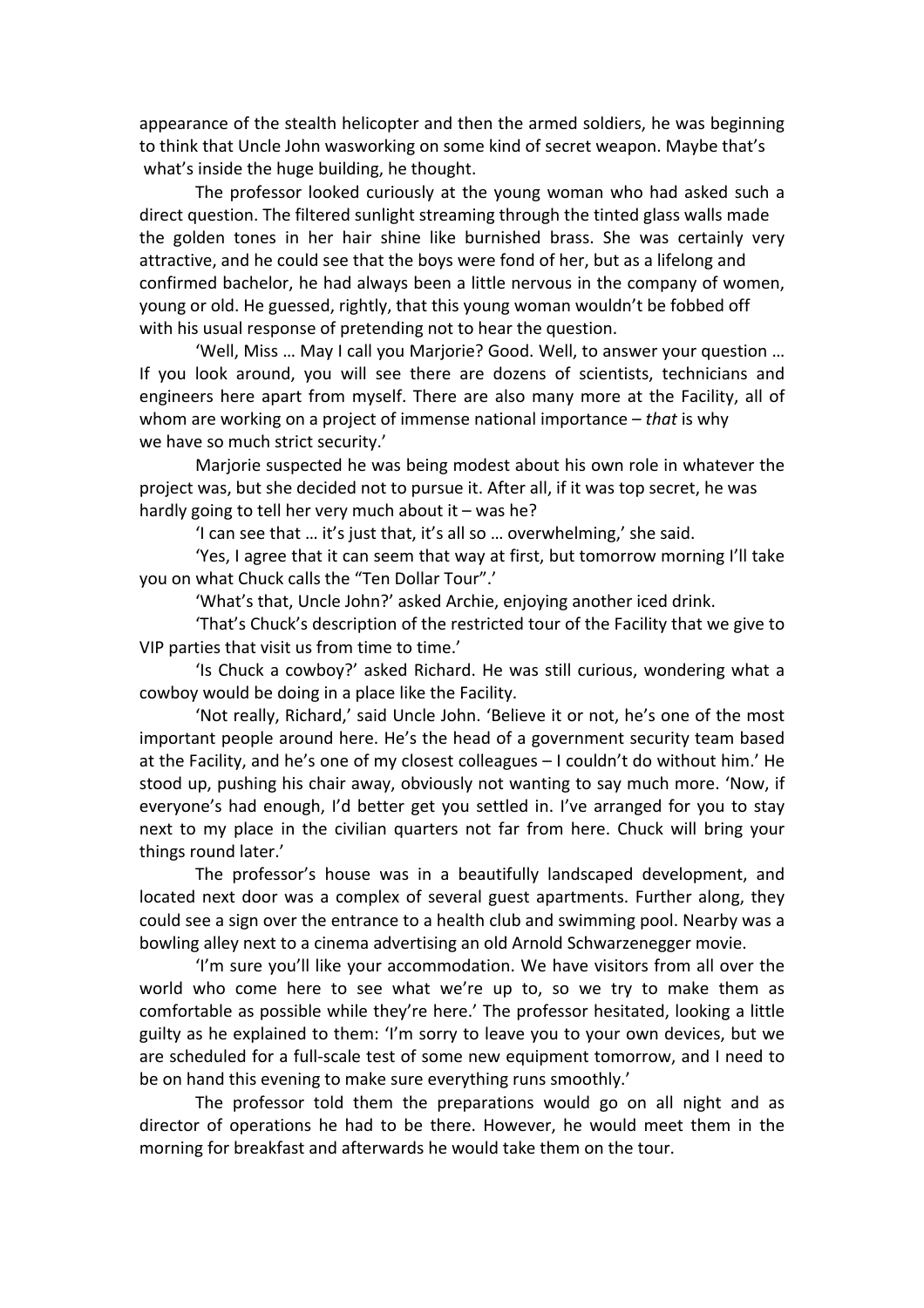appearance of the stealth helicopter and then the armed soldiers, he was beginning to think that Uncle John wasworking on some kind of secret weapon. Maybe that's what's inside the huge building, he thought.

The professor looked curiously at the young woman who had asked such a direct question. The filtered sunlight streaming through the tinted glass walls made the golden tones in her hair shine like burnished brass. She was certainly very attractive, and he could see that the boys were fond of her, but as a lifelong and confirmed bachelor, he had always been a little nervous in the company of women, young or old. He guessed, rightly, that this young woman wouldn't be fobbed off with his usual response of pretending not to hear the question.

'Well, Miss … May I call you Marjorie? Good. Well, to answer your question … If you look around, you will see there are dozens of scientists, technicians and engineers here apart from myself. There are also many more at the Facility, all of whom are working on a project of immense national importance – *that* is why we have so much strict security.'

Marjorie suspected he was being modest about his own role in whatever the project was, but she decided not to pursue it. After all, if it was top secret, he was hardly going to tell her very much about it – was he?

'I can see that … it's just that, it's all so … overwhelming,' she said.

'Yes, I agree that it can seem that way at first, but tomorrow morning I'll take you on what Chuck calls the "Ten Dollar Tour".'

'What's that, Uncle John?' asked Archie, enjoying another iced drink.

'That's Chuck's description of the restricted tour of the Facility that we give to VIP parties that visit us from time to time.'

'Is Chuck a cowboy?' asked Richard. He was still curious, wondering what a cowboy would be doing in a place like the Facility.

'Not really, Richard,' said Uncle John. 'Believe it or not, he's one of the most important people around here. He's the head of a government security team based at the Facility, and he's one of my closest colleagues – I couldn't do without him.' He stood up, pushing his chair away, obviously not wanting to say much more. 'Now, if everyone's had enough, I'd better get you settled in. I've arranged for you to stay next to my place in the civilian quarters not far from here. Chuck will bring your things round later.'

The professor's house was in a beautifully landscaped development, and located next door was a complex of several guest apartments. Further along, they could see a sign over the entrance to a health club and swimming pool. Nearby was a bowling alley next to a cinema advertising an old Arnold Schwarzenegger movie.

'I'm sure you'll like your accommodation. We have visitors from all over the world who come here to see what we're up to, so we try to make them as comfortable as possible while they're here.' The professor hesitated, looking a little guilty as he explained to them: 'I'm sorry to leave you to your own devices, but we are scheduled for a full-scale test of some new equipment tomorrow, and I need to be on hand this evening to make sure everything runs smoothly.'

The professor told them the preparations would go on all night and as director of operations he had to be there. However, he would meet them in the morning for breakfast and afterwards he would take them on the tour.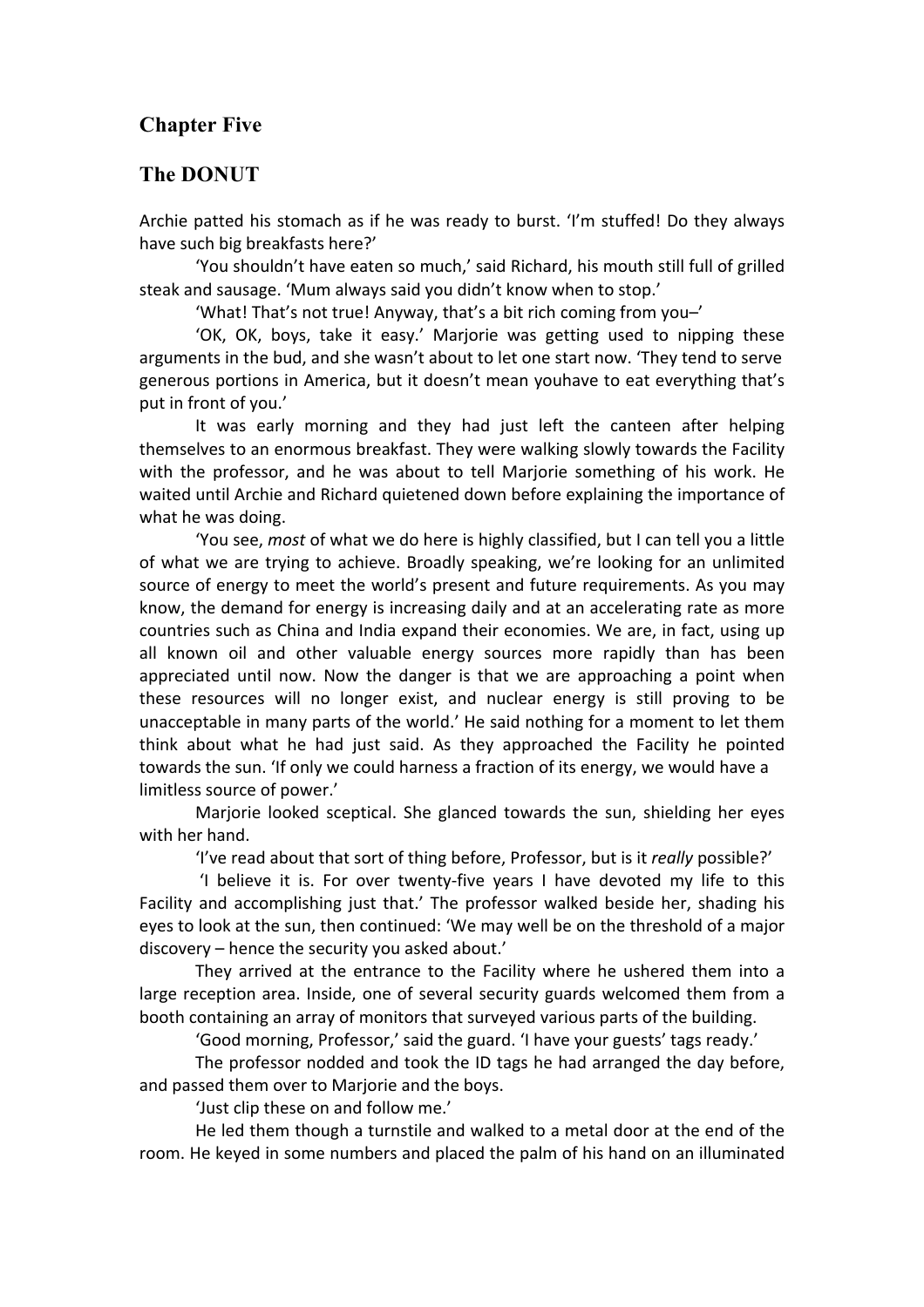## Chapter Five

## The DONUT

Archie patted his stomach as if he was ready to burst. 'I'm stuffed! Do they always have such big breakfasts here?'

'You shouldn't have eaten so much,' said Richard, his mouth still full of grilled steak and sausage. 'Mum always said you didn't know when to stop.'

'What! That's not true! Anyway, that's a bit rich coming from you–'

'OK, OK, boys, take it easy.' Marjorie was getting used to nipping these arguments in the bud, and she wasn't about to let one start now. 'They tend to serve generous portions in America, but it doesn't mean youhave to eat everything that's put in front of you.'

It was early morning and they had just left the canteen after helping themselves to an enormous breakfast. They were walking slowly towards the Facility with the professor, and he was about to tell Marjorie something of his work. He waited until Archie and Richard quietened down before explaining the importance of what he was doing.

'You see, *most* of what we do here is highly classified, but I can tell you a little of what we are trying to achieve. Broadly speaking, we're looking for an unlimited source of energy to meet the world's present and future requirements. As you may know, the demand for energy is increasing daily and at an accelerating rate as more countries such as China and India expand their economies. We are, in fact, using up all known oil and other valuable energy sources more rapidly than has been appreciated until now. Now the danger is that we are approaching a point when these resources will no longer exist, and nuclear energy is still proving to be unacceptable in many parts of the world.' He said nothing for a moment to let them think about what he had just said. As they approached the Facility he pointed towards the sun. 'If only we could harness a fraction of its energy, we would have a limitless source of power.'

Marjorie looked sceptical. She glanced towards the sun, shielding her eyes with her hand.

'I've read about that sort of thing before, Professor, but is it *really* possible?'

'I believe it is. For over twenty-five years I have devoted my life to this Facility and accomplishing just that.' The professor walked beside her, shading his eyes to look at the sun, then continued: 'We may well be on the threshold of a major discovery – hence the security you asked about.'

They arrived at the entrance to the Facility where he ushered them into a large reception area. Inside, one of several security guards welcomed them from a booth containing an array of monitors that surveyed various parts of the building.

'Good morning, Professor,' said the guard. 'I have your guests' tags ready.'

The professor nodded and took the ID tags he had arranged the day before, and passed them over to Marjorie and the boys.

'Just clip these on and follow me.'

He led them though a turnstile and walked to a metal door at the end of the room. He keyed in some numbers and placed the palm of his hand on an illuminated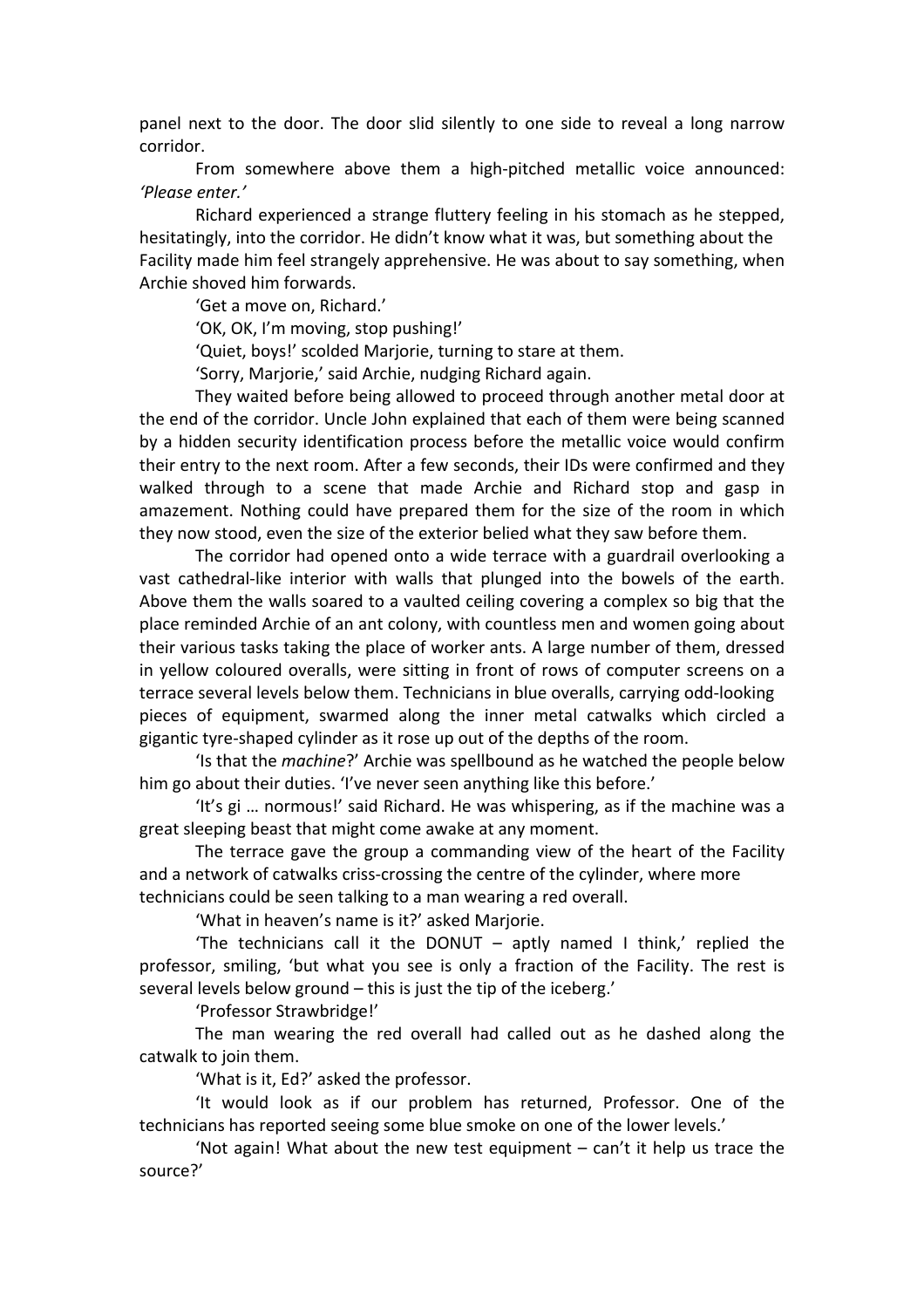panel next to the door. The door slid silently to one side to reveal a long narrow corridor.

From somewhere above them a high-pitched metallic voice announced: *'Please enter.'*

Richard experienced a strange fluttery feeling in his stomach as he stepped, hesitatingly, into the corridor. He didn't know what it was, but something about the Facility made him feel strangely apprehensive. He was about to say something, when Archie shoved him forwards.

'Get a move on, Richard.'

'OK, OK, I'm moving, stop pushing!'

'Quiet, boys!' scolded Marjorie, turning to stare at them.

'Sorry, Marjorie,' said Archie, nudging Richard again.

They waited before being allowed to proceed through another metal door at the end of the corridor. Uncle John explained that each of them were being scanned by a hidden security identification process before the metallic voice would confirm their entry to the next room. After a few seconds, their IDs were confirmed and they walked through to a scene that made Archie and Richard stop and gasp in amazement. Nothing could have prepared them for the size of the room in which they now stood, even the size of the exterior belied what they saw before them.

The corridor had opened onto a wide terrace with a guardrail overlooking a vast cathedral-like interior with walls that plunged into the bowels of the earth. Above them the walls soared to a vaulted ceiling covering a complex so big that the place reminded Archie of an ant colony, with countless men and women going about their various tasks taking the place of worker ants. A large number of them, dressed in yellow coloured overalls, were sitting in front of rows of computer screens on a terrace several levels below them. Technicians in blue overalls, carrying odd-looking pieces of equipment, swarmed along the inner metal catwalks which circled a gigantic tyre-shaped cylinder as it rose up out of the depths of the room.

'Is that the *machine*?' Archie was spellbound as he watched the people below him go about their duties. 'I've never seen anything like this before.'

'It's gi … normous!' said Richard. He was whispering, as if the machine was a great sleeping beast that might come awake at any moment.

The terrace gave the group a commanding view of the heart of the Facility and a network of catwalks criss-crossing the centre of the cylinder, where more technicians could be seen talking to a man wearing a red overall.

'What in heaven's name is it?' asked Marjorie.

'The technicians call it the DONUT – aptly named I think,' replied the professor, smiling, 'but what you see is only a fraction of the Facility. The rest is several levels below ground – this is just the tip of the iceberg.'

'Professor Strawbridge!'

The man wearing the red overall had called out as he dashed along the catwalk to join them.

'What is it, Ed?' asked the professor.

'It would look as if our problem has returned, Professor. One of the technicians has reported seeing some blue smoke on one of the lower levels.'

'Not again! What about the new test equipment – can't it help us trace the source?'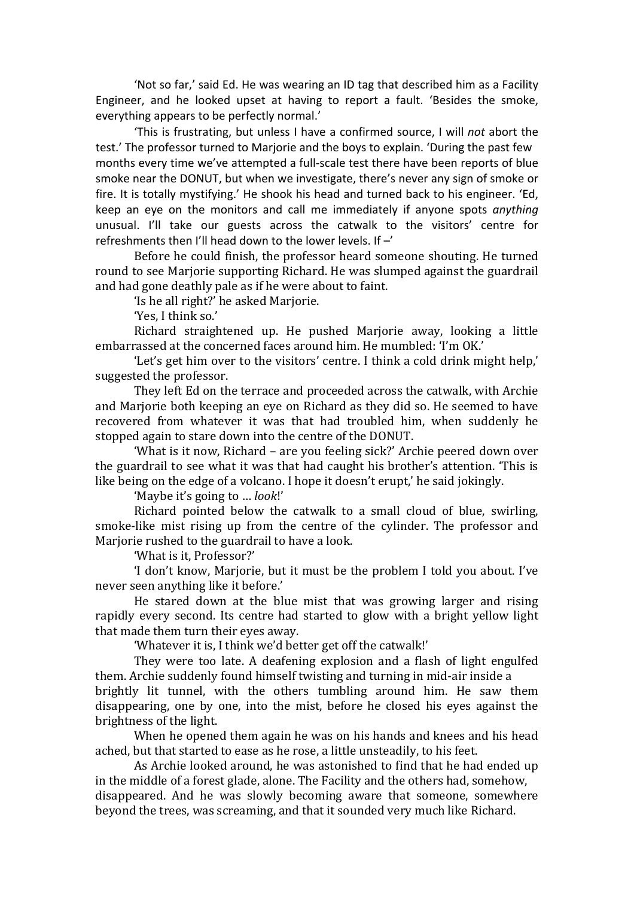'Not so far,' said Ed. He was wearing an ID tag that described him as a Facility Engineer, and he looked upset at having to report a fault. 'Besides the smoke, everything appears to be perfectly normal.'

'This is frustrating, but unless I have a confirmed source, I will *not* abort the test.' The professor turned to Marjorie and the boys to explain. 'During the past few months every time we've attempted a full-scale test there have been reports of blue smoke near the DONUT, but when we investigate, there's never any sign of smoke or fire. It is totally mystifying.' He shook his head and turned back to his engineer. 'Ed, keep an eye on the monitors and call me immediately if anyone spots *anything* unusual. I'll take our guests across the catwalk to the visitors' centre for refreshments then I'll head down to the lower levels. If –'

Before he could finish, the professor heard someone shouting. He turned round to see Marjorie supporting Richard. He was slumped against the guardrail and had gone deathly pale as if he were about to faint.

'Is he all right?' he asked Marjorie.

'Yes, I think so.'

Richard straightened up. He pushed Marjorie away, looking a little embarrassed at the concerned faces around him. He mumbled: 'I'm OK.'

'Let's get him over to the visitors' centre. I think a cold drink might help,' suggested the professor.

They left Ed on the terrace and proceeded across the catwalk, with Archie and Marjorie both keeping an eye on Richard as they did so. He seemed to have recovered from whatever it was that had troubled him, when suddenly he stopped again to stare down into the centre of the DONUT.

'What is it now, Richard – are you feeling sick?' Archie peered down over the guardrail to see what it was that had caught his brother's attention. 'This is like being on the edge of a volcano. I hope it doesn't erupt,' he said jokingly.

'Maybe it's going to … *look*!'

Richard pointed below the catwalk to a small cloud of blue, swirling, smoke-like mist rising up from the centre of the cylinder. The professor and Marjorie rushed to the guardrail to have a look.

'What is it, Professor?'

'I don't know, Marjorie, but it must be the problem I told you about. I've never seen anything like it before.'

He stared down at the blue mist that was growing larger and rising rapidly every second. Its centre had started to glow with a bright yellow light that made them turn their eyes away.

'Whatever it is, I think we'd better get off the catwalk!'

They were too late. A deafening explosion and a flash of light engulfed them. Archie suddenly found himself twisting and turning in mid-air inside a brightly lit tunnel, with the others tumbling around him. He saw them disappearing, one by one, into the mist, before he closed his eyes against the brightness of the light.

When he opened them again he was on his hands and knees and his head ached, but that started to ease as he rose, a little unsteadily, to his feet.

As Archie looked around, he was astonished to find that he had ended up in the middle of a forest glade, alone. The Facility and the others had, somehow, disappeared. And he was slowly becoming aware that someone, somewhere beyond the trees, was screaming, and that it sounded very much like Richard.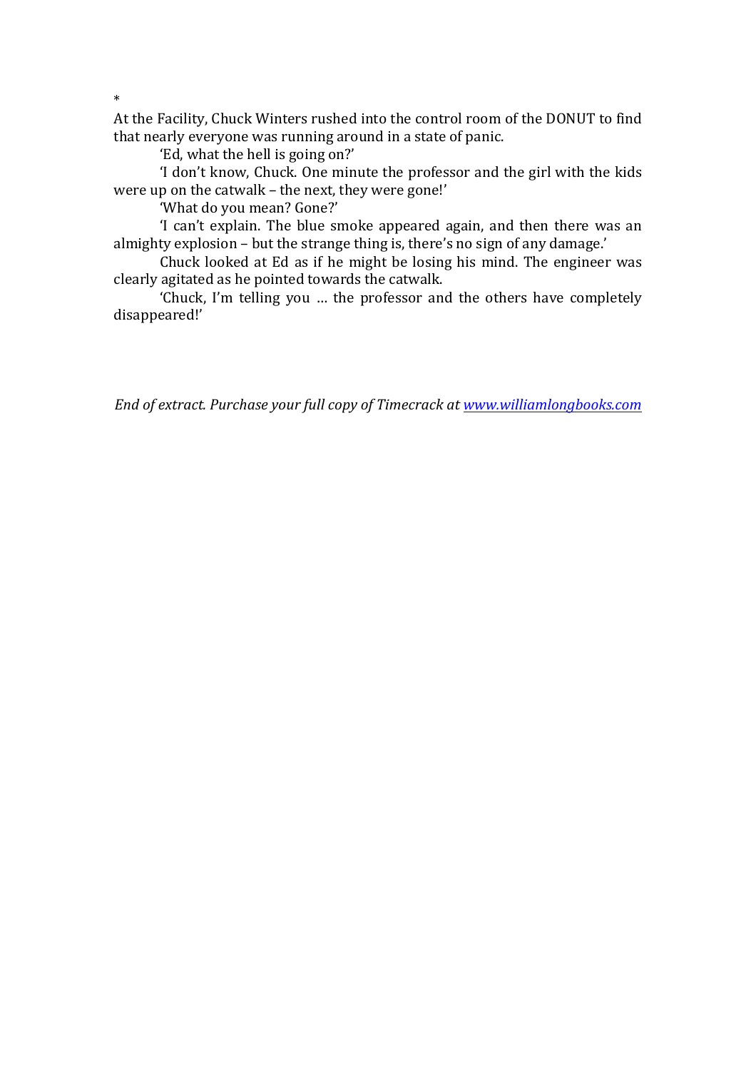*

At the Facility, Chuck Winters rushed into the control room of the DONUT to find that nearly everyone was running around in a state of panic.

'Ed, what the hell is going on?'

'I don't know, Chuck. One minute the professor and the girl with the kids were up on the catwalk – the next, they were gone!'

'What do you mean? Gone?'

'I can't explain. The blue smoke appeared again, and then there was an almighty explosion – but the strange thing is, there's no sign of any damage.'

Chuck looked at Ed as if he might be losing his mind. The engineer was clearly agitated as he pointed towards the catwalk.

'Chuck, I'm telling you … the professor and the others have completely disappeared!'

*End of extract. Purchase your full copy of Timecrack at [www.williamlongbooks.com](http://www.williamlongbooks.com)*